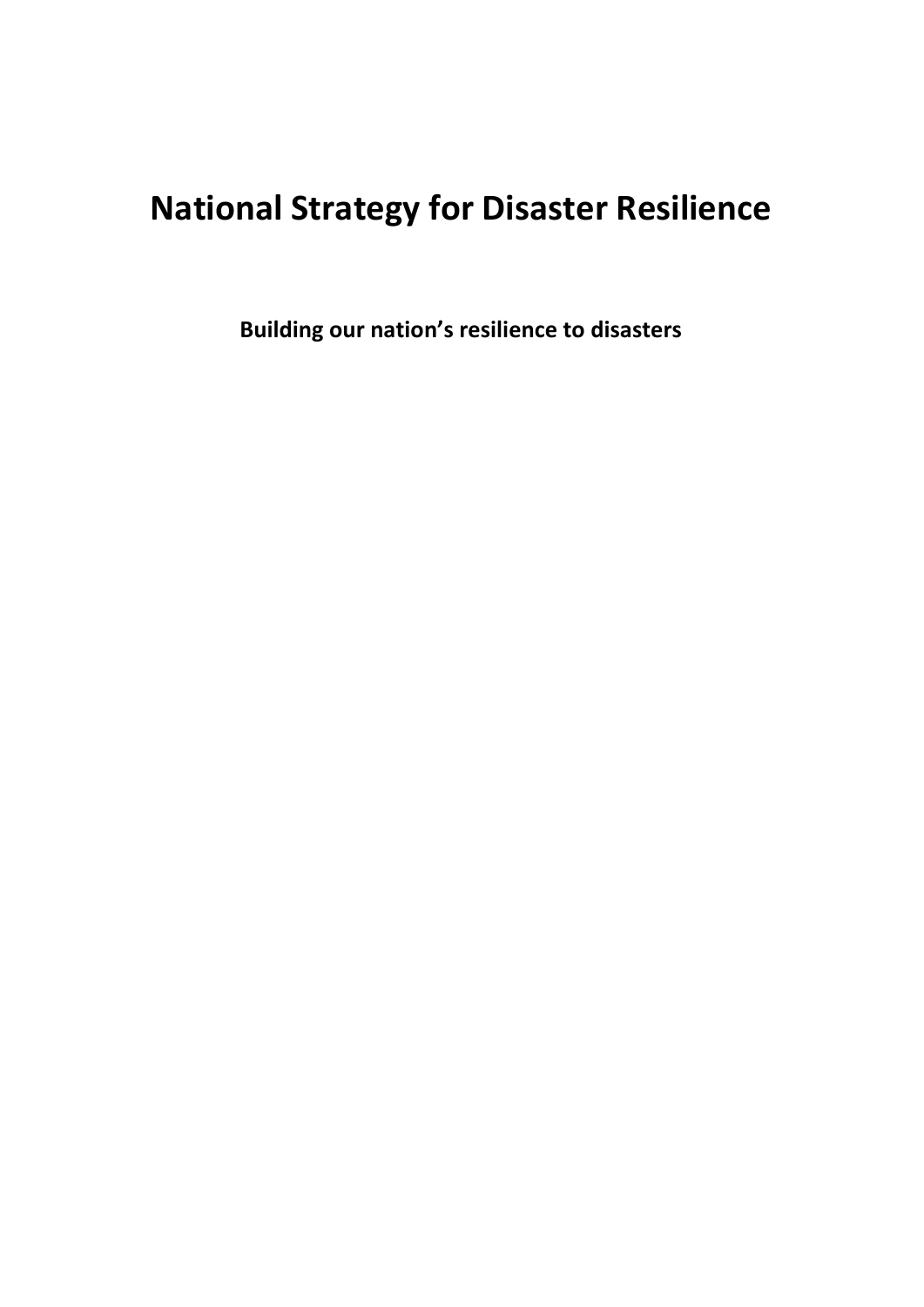# National Strategy for Disaster Resilience

**Building our nation's resilience to disasters**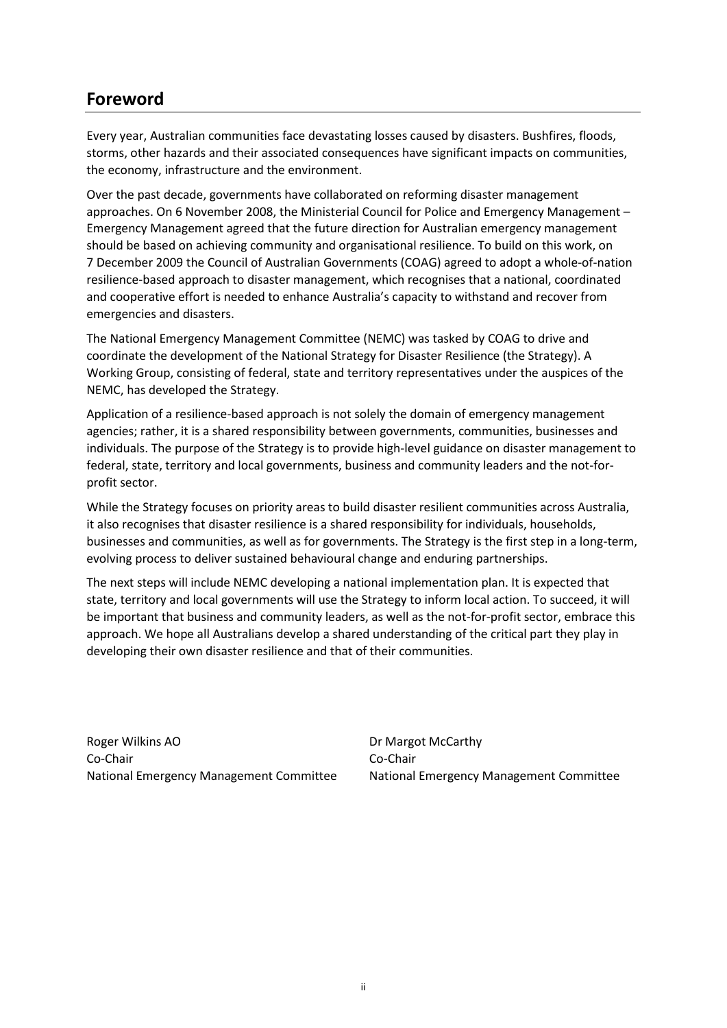## Foreword

Every year, Australian communities face devastating losses caused by disasters. Bushfires, floods, storms, other hazards and their associated consequences have significant impacts on communities, the economy, infrastructure and the environment.

Over the past decade, governments have collaborated on reforming disaster management approaches. On 6 November 2008, the Ministerial Council for Police and Emergency Management – Emergency Management agreed that the future direction for Australian emergency management should be based on achieving community and organisational resilience. To build on this work, on 7 December 2009 the Council of Australian Governments (COAG) agreed to adopt a whole-of-nation resilience-based approach to disaster management, which recognises that a national, coordinated and cooperative effort is needed to enhance Australia's capacity to withstand and recover from emergencies and disasters.

The National Emergency Management Committee (NEMC) was tasked by COAG to drive and coordinate the development of the National Strategy for Disaster Resilience (the Strategy). A Working Group, consisting of federal, state and territory representatives under the auspices of the NEMC, has developed the Strategy.

Application of a resilience-based approach is not solely the domain of emergency management agencies; rather, it is a shared responsibility between governments, communities, businesses and individuals. The purpose of the Strategy is to provide high-level guidance on disaster management to federal, state, territory and local governments, business and community leaders and the not-for-profit sector.

While the Strategy focuses on priority areas to build disaster resilient communities across Australia, it also recognises that disaster resilience is a shared responsibility for individuals, households, businesses and communities, as well as for governments. The Strategy is the first step in a long-term, evolving process to deliver sustained behavioural change and enduring partnerships.

The next steps will include NEMC developing a national implementation plan. It is expected that state, territory and local governments will use the Strategy to inform local action. To succeed, it will be important that business and community leaders, as well as the not-for-profit sector, embrace this approach. We hope all Australians develop a shared understanding of the critical part they play in developing their own disaster resilience and that of their communities.

Roger Wilkins AO
Co-Chair
National Emergency Management Committee

Dr Margot McCarthy
Co-Chair
National Emergency Management Committee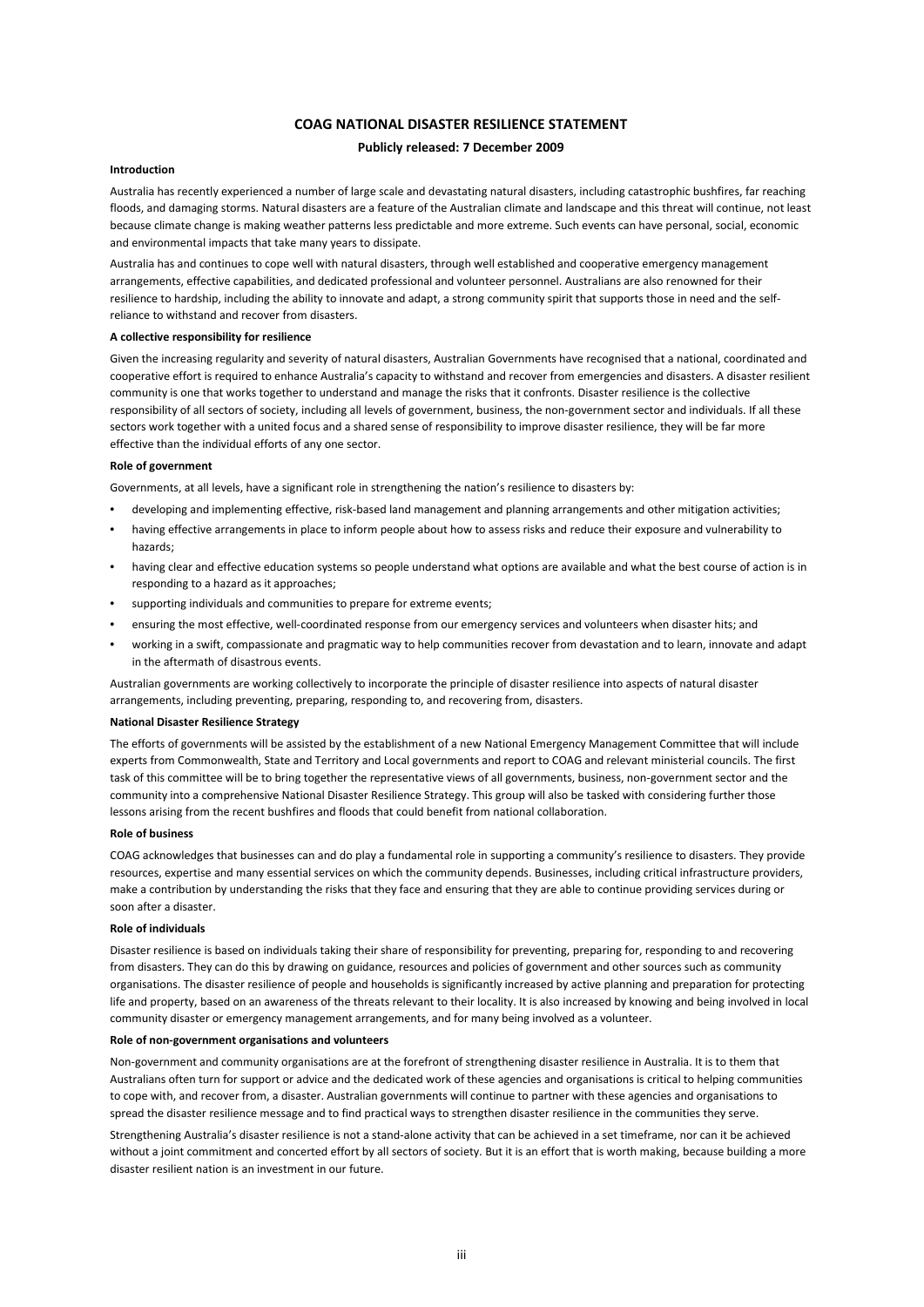# COAG NATIONAL DISASTER RESILIENCE STATEMENT

**Publicly released: 7 December 2009**

### Introduction

Australia has recently experienced a number of large scale and devastating natural disasters, including catastrophic bushfires, far reaching floods, and damaging storms. Natural disasters are a feature of the Australian climate and landscape and this threat will continue, not least because climate change is making weather patterns less predictable and more extreme. Such events can have personal, social, economic and environmental impacts that take many years to dissipate.

Australia has and continues to cope well with natural disasters, through well established and cooperative emergency management arrangements, effective capabilities, and dedicated professional and volunteer personnel. Australians are also renowned for their resilience to hardship, including the ability to innovate and adapt, a strong community spirit that supports those in need and the self-reliance to withstand and recover from disasters.

### A collective responsibility for resilience

Given the increasing regularity and severity of natural disasters, Australian Governments have recognised that a national, coordinated and cooperative effort is required to enhance Australia's capacity to withstand and recover from emergencies and disasters. A disaster resilient community is one that works together to understand and manage the risks that it confronts. Disaster resilience is the collective responsibility of all sectors of society, including all levels of government, business, the non-government sector and individuals. If all these sectors work together with a united focus and a shared sense of responsibility to improve disaster resilience, they will be far more effective than the individual efforts of any one sector.

### Role of government

Governments, at all levels, have a significant role in strengthening the nation's resilience to disasters by:

- developing and implementing effective, risk-based land management and planning arrangements and other mitigation activities;
- having effective arrangements in place to inform people about how to assess risks and reduce their exposure and vulnerability to hazards;
- having clear and effective education systems so people understand what options are available and what the best course of action is in responding to a hazard as it approaches;
- supporting individuals and communities to prepare for extreme events;
- ensuring the most effective, well-coordinated response from our emergency services and volunteers when disaster hits; and
- working in a swift, compassionate and pragmatic way to help communities recover from devastation and to learn, innovate and adapt in the aftermath of disastrous events.

Australian governments are working collectively to incorporate the principle of disaster resilience into aspects of natural disaster arrangements, including preventing, preparing, responding to, and recovering from, disasters.

### National Disaster Resilience Strategy

The efforts of governments will be assisted by the establishment of a new National Emergency Management Committee that will include experts from Commonwealth, State and Territory and Local governments and report to COAG and relevant ministerial councils. The first task of this committee will be to bring together the representative views of all governments, business, non-government sector and the community into a comprehensive National Disaster Resilience Strategy. This group will also be tasked with considering further those lessons arising from the recent bushfires and floods that could benefit from national collaboration.

### Role of business

COAG acknowledges that businesses can and do play a fundamental role in supporting a community's resilience to disasters. They provide resources, expertise and many essential services on which the community depends. Businesses, including critical infrastructure providers, make a contribution by understanding the risks that they face and ensuring that they are able to continue providing services during or soon after a disaster.

### Role of individuals

Disaster resilience is based on individuals taking their share of responsibility for preventing, preparing for, responding to and recovering from disasters. They can do this by drawing on guidance, resources and policies of government and other sources such as community organisations. The disaster resilience of people and households is significantly increased by active planning and preparation for protecting life and property, based on an awareness of the threats relevant to their locality. It is also increased by knowing and being involved in local community disaster or emergency management arrangements, and for many being involved as a volunteer.

### Role of non-government organisations and volunteers

Non-government and community organisations are at the forefront of strengthening disaster resilience in Australia. It is to them that Australians often turn for support or advice and the dedicated work of these agencies and organisations is critical to helping communities to cope with, and recover from, a disaster. Australian governments will continue to partner with these agencies and organisations to spread the disaster resilience message and to find practical ways to strengthen disaster resilience in the communities they serve.

Strengthening Australia's disaster resilience is not a stand-alone activity that can be achieved in a set timeframe, nor can it be achieved without a joint commitment and concerted effort by all sectors of society. But it is an effort that is worth making, because building a more disaster resilient nation is an investment in our future.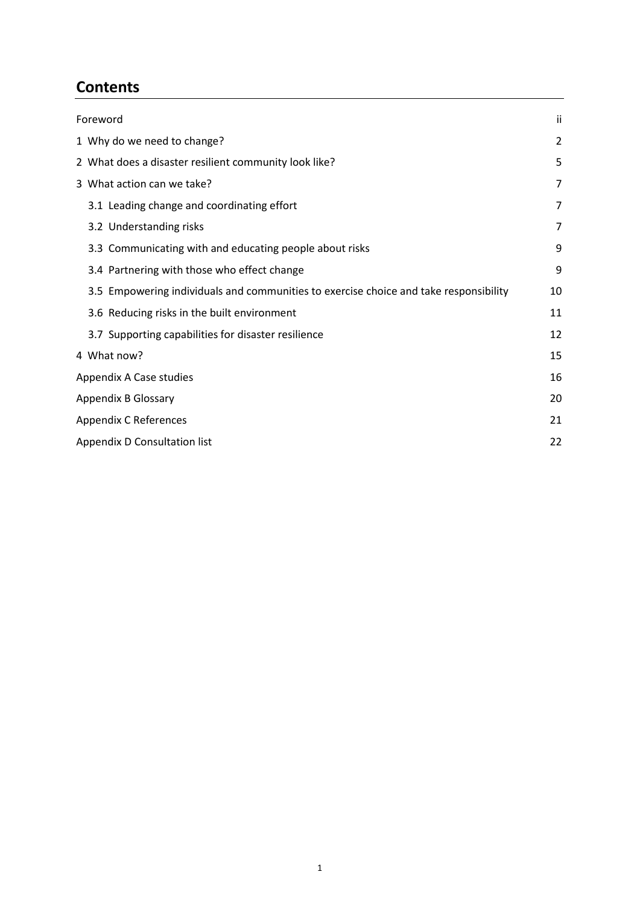## Contents

| | |
|---|---|
| Foreword | ii |
| 1 Why do we need to change? | 2 |
| 2 What does a disaster resilient community look like? | 5 |
| 3 What action can we take? | 7 |
| 3.1 Leading change and coordinating effort | 7 |
| 3.2 Understanding risks | 7 |
| 3.3 Communicating with and educating people about risks | 9 |
| 3.4 Partnering with those who effect change | 9 |
| 3.5 Empowering individuals and communities to exercise choice and take responsibility | 10 |
| 3.6 Reducing risks in the built environment | 11 |
| 3.7 Supporting capabilities for disaster resilience | 12 |
| 4 What now? | 15 |
| Appendix A Case studies | 16 |
| Appendix B Glossary | 20 |
| Appendix C References | 21 |
| Appendix D Consultation list | 22 |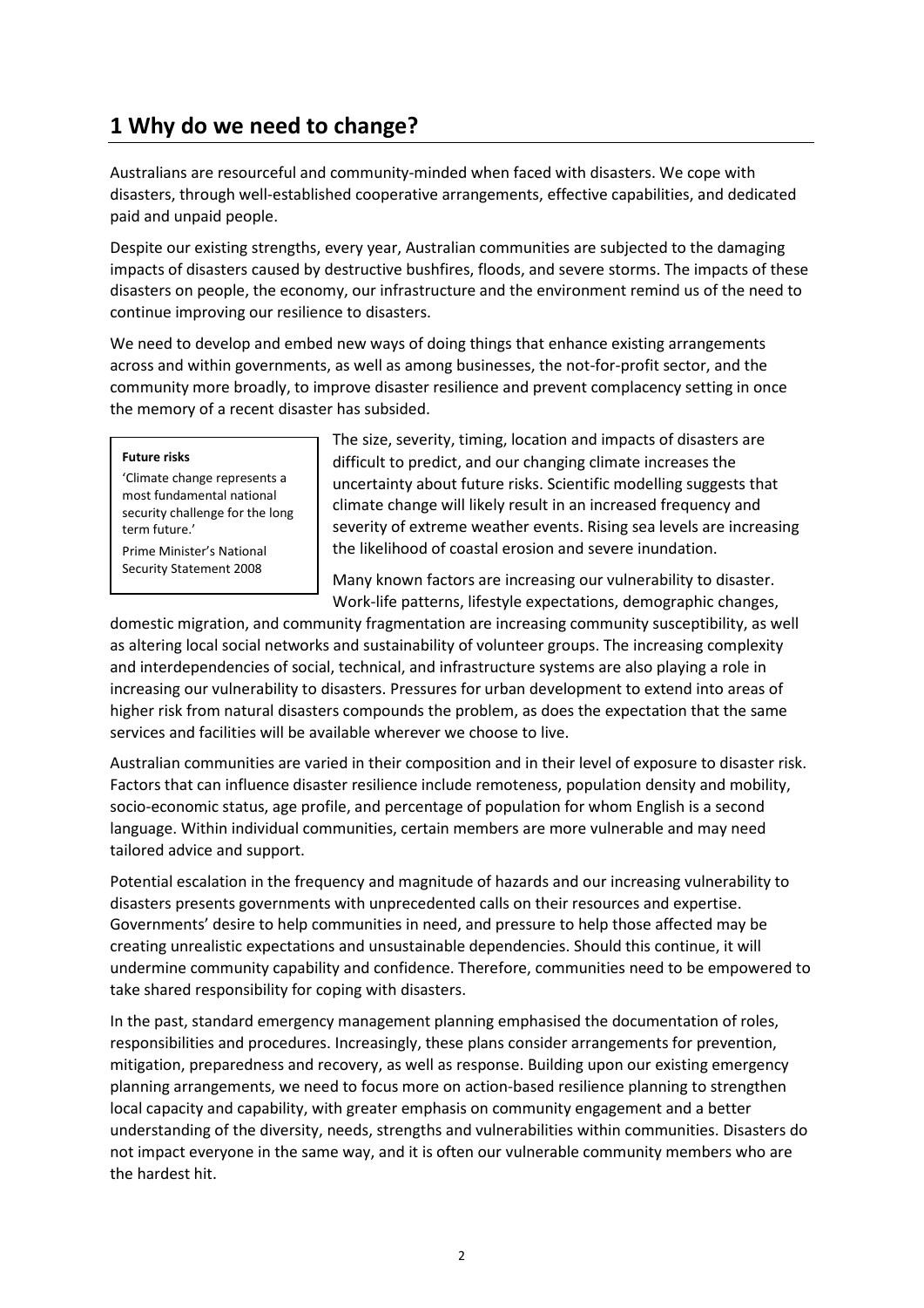# 1 Why do we need to change?

Australians are resourceful and community-minded when faced with disasters. We cope with disasters, through well-established cooperative arrangements, effective capabilities, and dedicated paid and unpaid people.

Despite our existing strengths, every year, Australian communities are subjected to the damaging impacts of disasters caused by destructive bushfires, floods, and severe storms. The impacts of these disasters on people, the economy, our infrastructure and the environment remind us of the need to continue improving our resilience to disasters.

We need to develop and embed new ways of doing things that enhance existing arrangements across and within governments, as well as among businesses, the not-for-profit sector, and the community more broadly, to improve disaster resilience and prevent complacency setting in once the memory of a recent disaster has subsided.

> **Future risks**
>
> 'Climate change represents a most fundamental national security challenge for the long term future.'
>
> Prime Minister's National Security Statement 2008

The size, severity, timing, location and impacts of disasters are difficult to predict, and our changing climate increases the uncertainty about future risks. Scientific modelling suggests that climate change will likely result in an increased frequency and severity of extreme weather events. Rising sea levels are increasing the likelihood of coastal erosion and severe inundation.

Many known factors are increasing our vulnerability to disaster. Work-life patterns, lifestyle expectations, demographic changes, domestic migration, and community fragmentation are increasing community susceptibility, as well as altering local social networks and sustainability of volunteer groups. The increasing complexity and interdependencies of social, technical, and infrastructure systems are also playing a role in increasing our vulnerability to disasters. Pressures for urban development to extend into areas of higher risk from natural disasters compounds the problem, as does the expectation that the same services and facilities will be available wherever we choose to live.

Australian communities are varied in their composition and in their level of exposure to disaster risk. Factors that can influence disaster resilience include remoteness, population density and mobility, socio-economic status, age profile, and percentage of population for whom English is a second language. Within individual communities, certain members are more vulnerable and may need tailored advice and support.

Potential escalation in the frequency and magnitude of hazards and our increasing vulnerability to disasters presents governments with unprecedented calls on their resources and expertise. Governments' desire to help communities in need, and pressure to help those affected may be creating unrealistic expectations and unsustainable dependencies. Should this continue, it will undermine community capability and confidence. Therefore, communities need to be empowered to take shared responsibility for coping with disasters.

In the past, standard emergency management planning emphasised the documentation of roles, responsibilities and procedures. Increasingly, these plans consider arrangements for prevention, mitigation, preparedness and recovery, as well as response. Building upon our existing emergency planning arrangements, we need to focus more on action-based resilience planning to strengthen local capacity and capability, with greater emphasis on community engagement and a better understanding of the diversity, needs, strengths and vulnerabilities within communities. Disasters do not impact everyone in the same way, and it is often our vulnerable community members who are the hardest hit.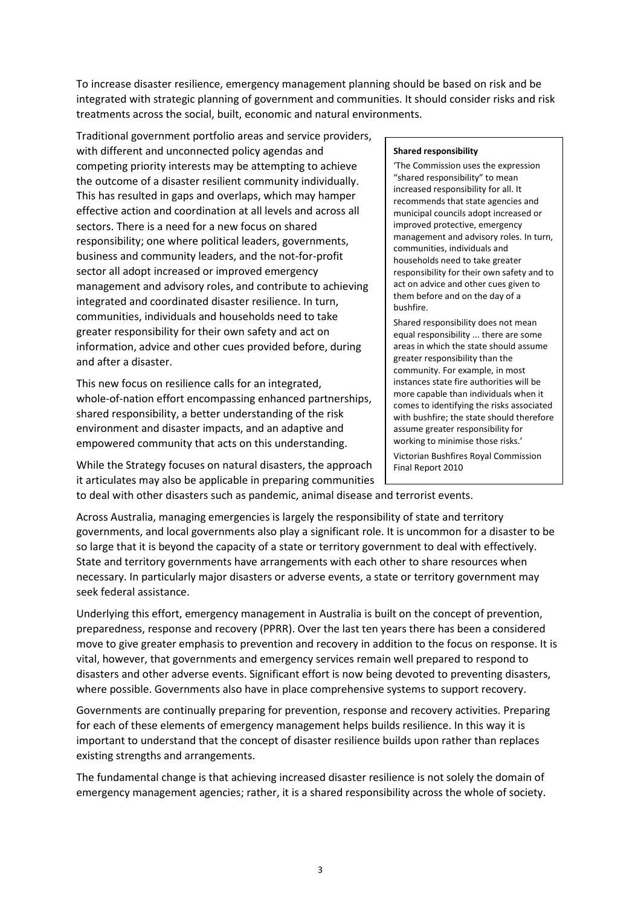To increase disaster resilience, emergency management planning should be based on risk and be integrated with strategic planning of government and communities. It should consider risks and risk treatments across the social, built, economic and natural environments.

Traditional government portfolio areas and service providers, with different and unconnected policy agendas and competing priority interests may be attempting to achieve the outcome of a disaster resilient community individually. This has resulted in gaps and overlaps, which may hamper effective action and coordination at all levels and across all sectors. There is a need for a new focus on shared responsibility; one where political leaders, governments, business and community leaders, and the not-for-profit sector all adopt increased or improved emergency management and advisory roles, and contribute to achieving integrated and coordinated disaster resilience. In turn, communities, individuals and households need to take greater responsibility for their own safety and act on information, advice and other cues provided before, during and after a disaster.

This new focus on resilience calls for an integrated, whole-of-nation effort encompassing enhanced partnerships, shared responsibility, a better understanding of the risk environment and disaster impacts, and an adaptive and empowered community that acts on this understanding.

While the Strategy focuses on natural disasters, the approach it articulates may also be applicable in preparing communities to deal with other disasters such as pandemic, animal disease and terrorist events.

> **Shared responsibility**
>
> 'The Commission uses the expression "shared responsibility" to mean increased responsibility for all. It recommends that state agencies and municipal councils adopt increased or improved protective, emergency management and advisory roles. In turn, communities, individuals and households need to take greater responsibility for their own safety and to act on advice and other cues given to them before and on the day of a bushfire.
>
> Shared responsibility does not mean equal responsibility ... there are some areas in which the state should assume greater responsibility than the community. For example, in most instances state fire authorities will be more capable than individuals when it comes to identifying the risks associated with bushfire; the state should therefore assume greater responsibility for working to minimise those risks.'
>
> Victorian Bushfires Royal Commission Final Report 2010

Across Australia, managing emergencies is largely the responsibility of state and territory governments, and local governments also play a significant role. It is uncommon for a disaster to be so large that it is beyond the capacity of a state or territory government to deal with effectively. State and territory governments have arrangements with each other to share resources when necessary. In particularly major disasters or adverse events, a state or territory government may seek federal assistance.

Underlying this effort, emergency management in Australia is built on the concept of prevention, preparedness, response and recovery (PPRR). Over the last ten years there has been a considered move to give greater emphasis to prevention and recovery in addition to the focus on response. It is vital, however, that governments and emergency services remain well prepared to respond to disasters and other adverse events. Significant effort is now being devoted to preventing disasters, where possible. Governments also have in place comprehensive systems to support recovery.

Governments are continually preparing for prevention, response and recovery activities. Preparing for each of these elements of emergency management helps builds resilience. In this way it is important to understand that the concept of disaster resilience builds upon rather than replaces existing strengths and arrangements.

The fundamental change is that achieving increased disaster resilience is not solely the domain of emergency management agencies; rather, it is a shared responsibility across the whole of society.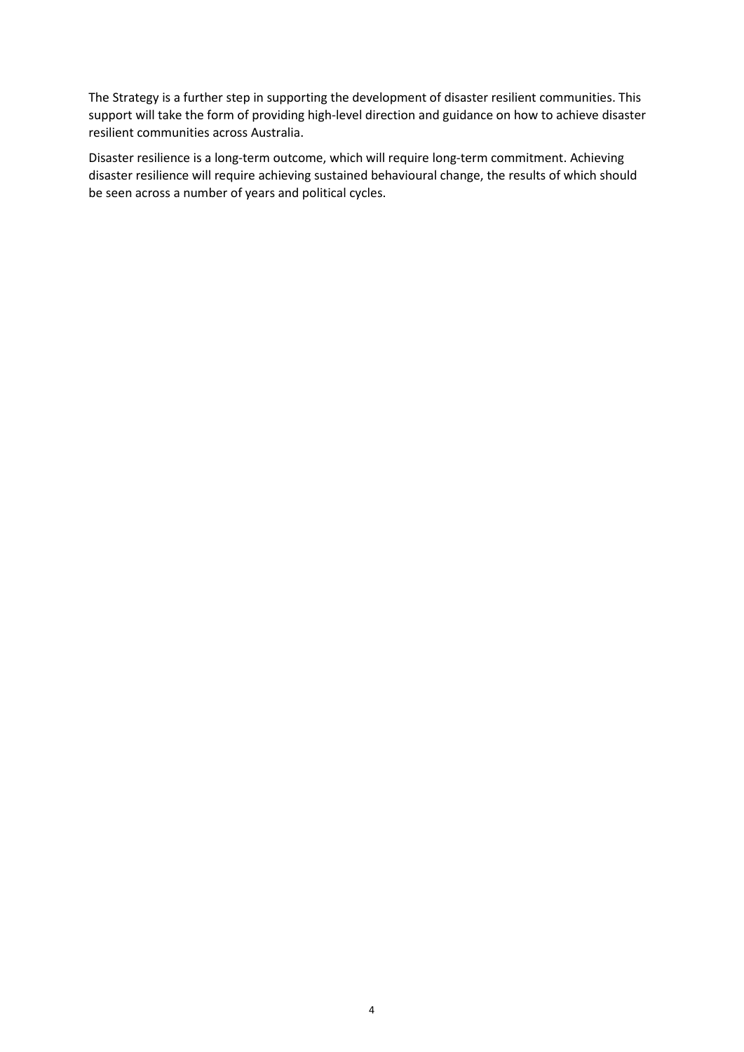The Strategy is a further step in supporting the development of disaster resilient communities. This support will take the form of providing high-level direction and guidance on how to achieve disaster resilient communities across Australia.

Disaster resilience is a long-term outcome, which will require long-term commitment. Achieving disaster resilience will require achieving sustained behavioural change, the results of which should be seen across a number of years and political cycles.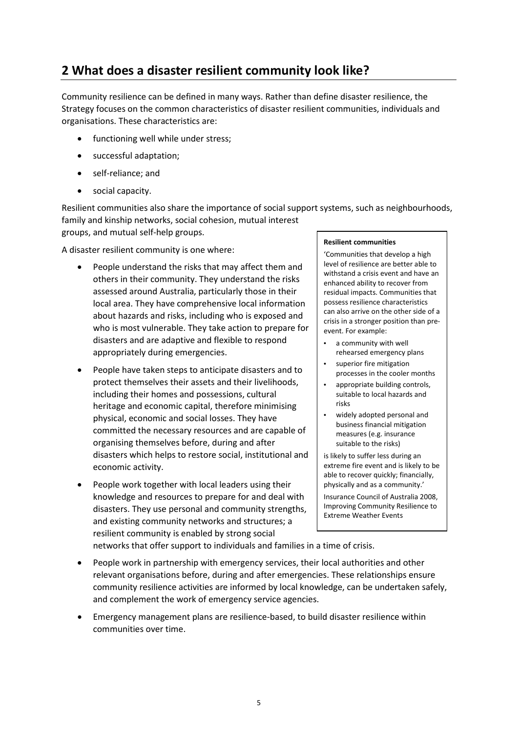## 2 What does a disaster resilient community look like?

Community resilience can be defined in many ways. Rather than define disaster resilience, the Strategy focuses on the common characteristics of disaster resilient communities, individuals and organisations. These characteristics are:

- functioning well while under stress;
- successful adaptation;
- self-reliance; and
- social capacity.

Resilient communities also share the importance of social support systems, such as neighbourhoods, family and kinship networks, social cohesion, mutual interest groups, and mutual self-help groups.

A disaster resilient community is one where:

- People understand the risks that may affect them and others in their community. They understand the risks assessed around Australia, particularly those in their local area. They have comprehensive local information about hazards and risks, including who is exposed and who is most vulnerable. They take action to prepare for disasters and are adaptive and flexible to respond appropriately during emergencies.
- People have taken steps to anticipate disasters and to protect themselves their assets and their livelihoods, including their homes and possessions, cultural heritage and economic capital, therefore minimising physical, economic and social losses. They have committed the necessary resources and are capable of organising themselves before, during and after disasters which helps to restore social, institutional and economic activity.
- People work together with local leaders using their knowledge and resources to prepare for and deal with disasters. They use personal and community strengths, and existing community networks and structures; a resilient community is enabled by strong social networks that offer support to individuals and families in a time of crisis.
- People work in partnership with emergency services, their local authorities and other relevant organisations before, during and after emergencies. These relationships ensure community resilience activities are informed by local knowledge, can be undertaken safely, and complement the work of emergency service agencies.
- Emergency management plans are resilience-based, to build disaster resilience within communities over time.

> **Resilient communities**
>
> 'Communities that develop a high level of resilience are better able to withstand a crisis event and have an enhanced ability to recover from residual impacts. Communities that possess resilience characteristics can also arrive on the other side of a crisis in a stronger position than pre-event. For example:
>
> - a community with well rehearsed emergency plans
> - superior fire mitigation processes in the cooler months
> - appropriate building controls, suitable to local hazards and risks
> - widely adopted personal and business financial mitigation measures (e.g. insurance suitable to the risks)
>
> is likely to suffer less during an extreme fire event and is likely to be able to recover quickly; financially, physically and as a community.'
>
> Insurance Council of Australia 2008, Improving Community Resilience to Extreme Weather Events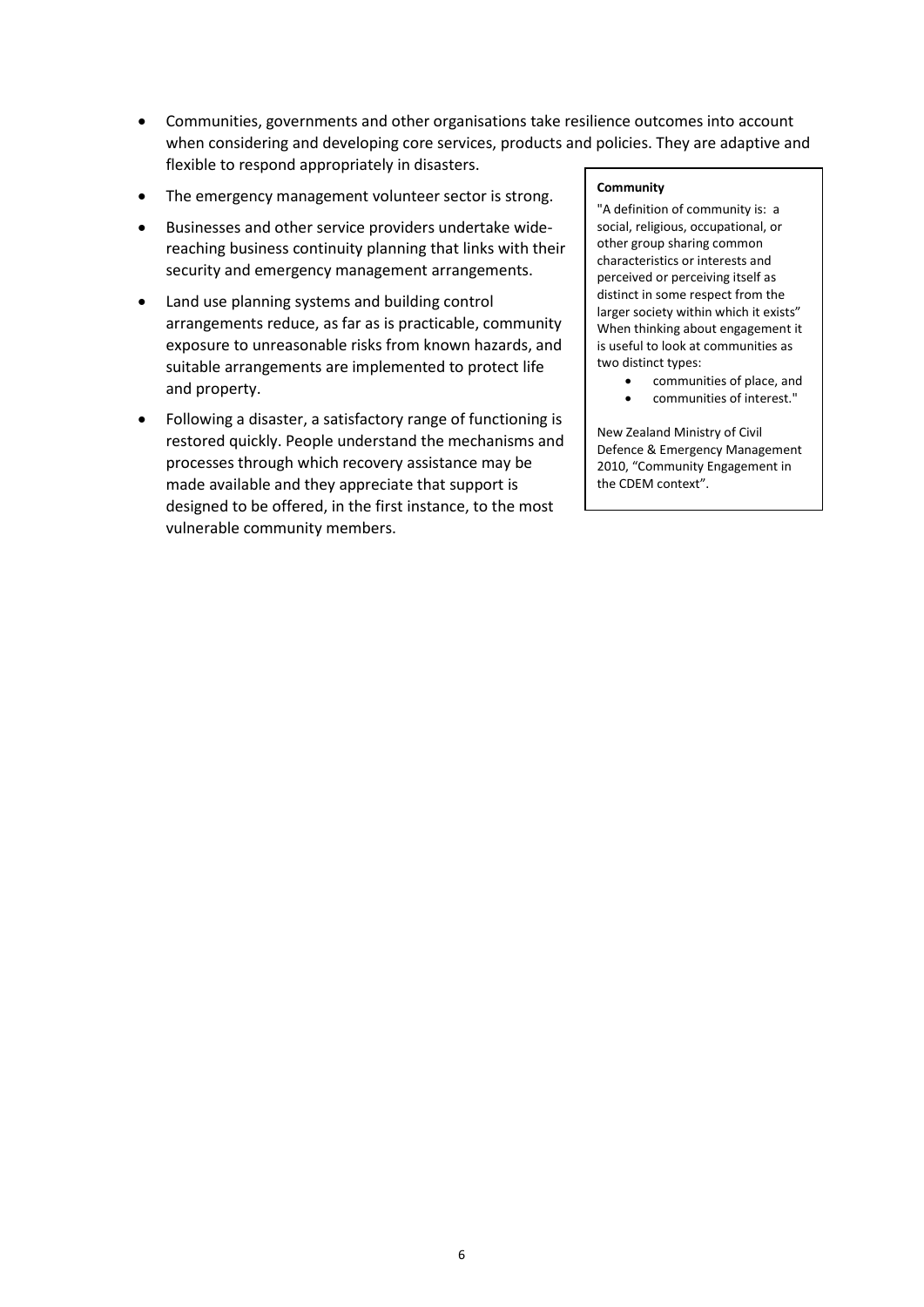- Communities, governments and other organisations take resilience outcomes into account when considering and developing core services, products and policies. They are adaptive and flexible to respond appropriately in disasters.
- The emergency management volunteer sector is strong.
- Businesses and other service providers undertake wide-reaching business continuity planning that links with their security and emergency management arrangements.
- Land use planning systems and building control arrangements reduce, as far as is practicable, community exposure to unreasonable risks from known hazards, and suitable arrangements are implemented to protect life and property.
- Following a disaster, a satisfactory range of functioning is restored quickly. People understand the mechanisms and processes through which recovery assistance may be made available and they appreciate that support is designed to be offered, in the first instance, to the most vulnerable community members.

**Community**

"A definition of community is: a social, religious, occupational, or other group sharing common characteristics or interests and perceived or perceiving itself as distinct in some respect from the larger society within which it exists" When thinking about engagement it is useful to look at communities as two distinct types:

- communities of place, and
- communities of interest."

New Zealand Ministry of Civil Defence & Emergency Management 2010, "Community Engagement in the CDEM context".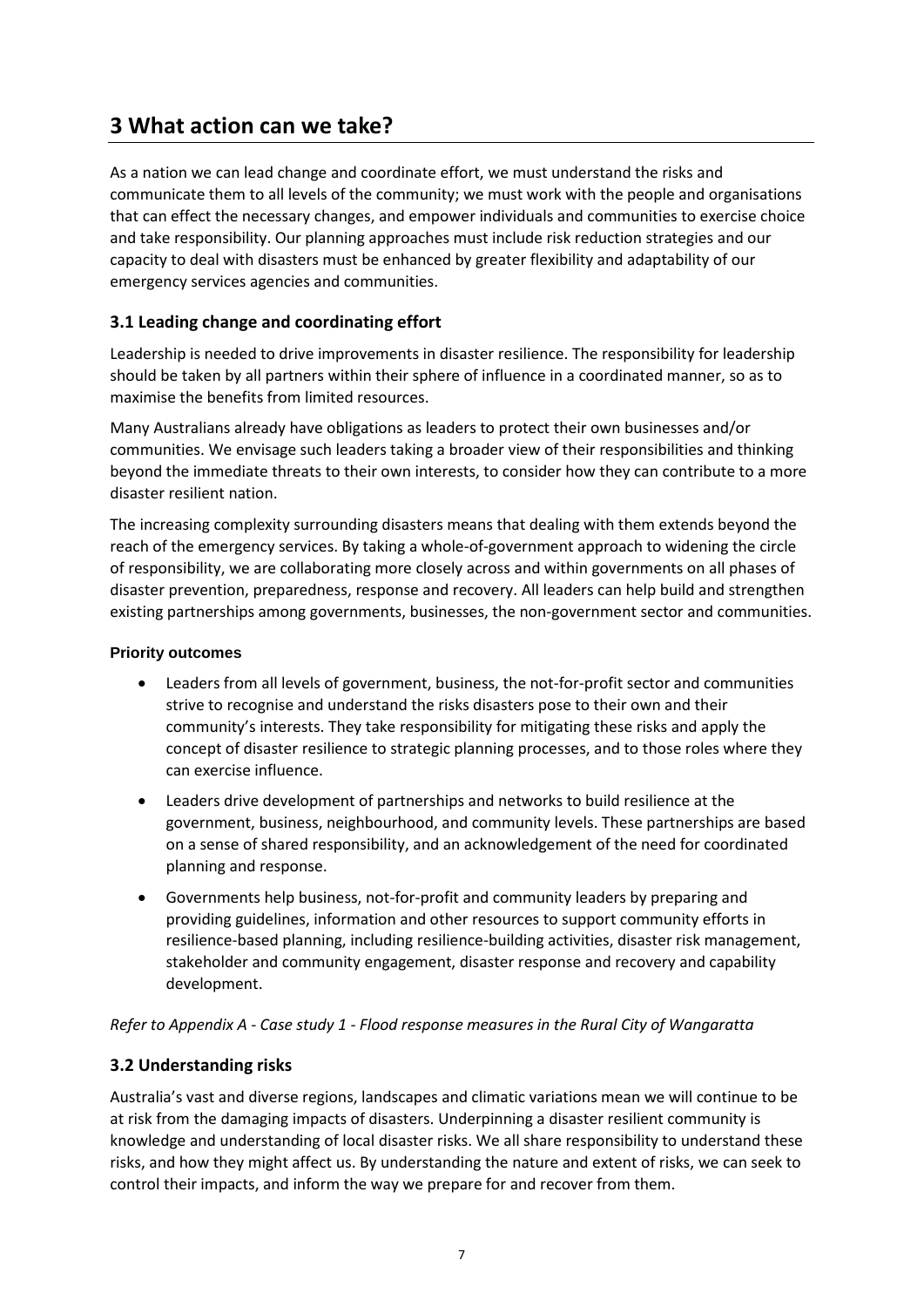# 3 What action can we take?

As a nation we can lead change and coordinate effort, we must understand the risks and communicate them to all levels of the community; we must work with the people and organisations that can effect the necessary changes, and empower individuals and communities to exercise choice and take responsibility. Our planning approaches must include risk reduction strategies and our capacity to deal with disasters must be enhanced by greater flexibility and adaptability of our emergency services agencies and communities.

## 3.1 Leading change and coordinating effort

Leadership is needed to drive improvements in disaster resilience. The responsibility for leadership should be taken by all partners within their sphere of influence in a coordinated manner, so as to maximise the benefits from limited resources.

Many Australians already have obligations as leaders to protect their own businesses and/or communities. We envisage such leaders taking a broader view of their responsibilities and thinking beyond the immediate threats to their own interests, to consider how they can contribute to a more disaster resilient nation.

The increasing complexity surrounding disasters means that dealing with them extends beyond the reach of the emergency services. By taking a whole-of-government approach to widening the circle of responsibility, we are collaborating more closely across and within governments on all phases of disaster prevention, preparedness, response and recovery. All leaders can help build and strengthen existing partnerships among governments, businesses, the non-government sector and communities.

#### Priority outcomes

- Leaders from all levels of government, business, the not-for-profit sector and communities strive to recognise and understand the risks disasters pose to their own and their community's interests. They take responsibility for mitigating these risks and apply the concept of disaster resilience to strategic planning processes, and to those roles where they can exercise influence.
- Leaders drive development of partnerships and networks to build resilience at the government, business, neighbourhood, and community levels. These partnerships are based on a sense of shared responsibility, and an acknowledgement of the need for coordinated planning and response.
- Governments help business, not-for-profit and community leaders by preparing and providing guidelines, information and other resources to support community efforts in resilience-based planning, including resilience-building activities, disaster risk management, stakeholder and community engagement, disaster response and recovery and capability development.

*Refer to Appendix A - Case study 1 - Flood response measures in the Rural City of Wangaratta*

## 3.2 Understanding risks

Australia's vast and diverse regions, landscapes and climatic variations mean we will continue to be at risk from the damaging impacts of disasters. Underpinning a disaster resilient community is knowledge and understanding of local disaster risks. We all share responsibility to understand these risks, and how they might affect us. By understanding the nature and extent of risks, we can seek to control their impacts, and inform the way we prepare for and recover from them.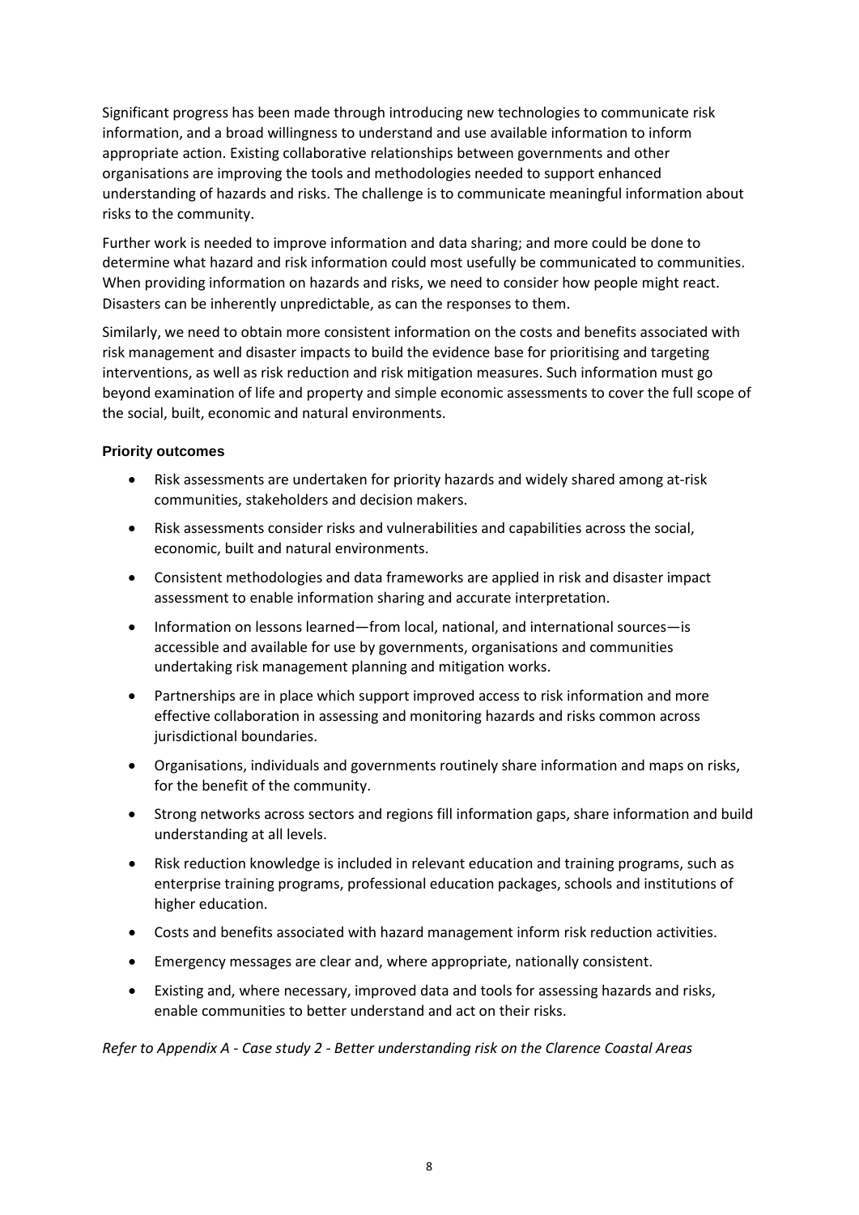Significant progress has been made through introducing new technologies to communicate risk information, and a broad willingness to understand and use available information to inform appropriate action. Existing collaborative relationships between governments and other organisations are improving the tools and methodologies needed to support enhanced understanding of hazards and risks. The challenge is to communicate meaningful information about risks to the community.

Further work is needed to improve information and data sharing; and more could be done to determine what hazard and risk information could most usefully be communicated to communities. When providing information on hazards and risks, we need to consider how people might react. Disasters can be inherently unpredictable, as can the responses to them.

Similarly, we need to obtain more consistent information on the costs and benefits associated with risk management and disaster impacts to build the evidence base for prioritising and targeting interventions, as well as risk reduction and risk mitigation measures. Such information must go beyond examination of life and property and simple economic assessments to cover the full scope of the social, built, economic and natural environments.

**Priority outcomes**

- Risk assessments are undertaken for priority hazards and widely shared among at-risk communities, stakeholders and decision makers.
- Risk assessments consider risks and vulnerabilities and capabilities across the social, economic, built and natural environments.
- Consistent methodologies and data frameworks are applied in risk and disaster impact assessment to enable information sharing and accurate interpretation.
- Information on lessons learned—from local, national, and international sources—is accessible and available for use by governments, organisations and communities undertaking risk management planning and mitigation works.
- Partnerships are in place which support improved access to risk information and more effective collaboration in assessing and monitoring hazards and risks common across jurisdictional boundaries.
- Organisations, individuals and governments routinely share information and maps on risks, for the benefit of the community.
- Strong networks across sectors and regions fill information gaps, share information and build understanding at all levels.
- Risk reduction knowledge is included in relevant education and training programs, such as enterprise training programs, professional education packages, schools and institutions of higher education.
- Costs and benefits associated with hazard management inform risk reduction activities.
- Emergency messages are clear and, where appropriate, nationally consistent.
- Existing and, where necessary, improved data and tools for assessing hazards and risks, enable communities to better understand and act on their risks.

*Refer to Appendix A - Case study 2 - Better understanding risk on the Clarence Coastal Areas*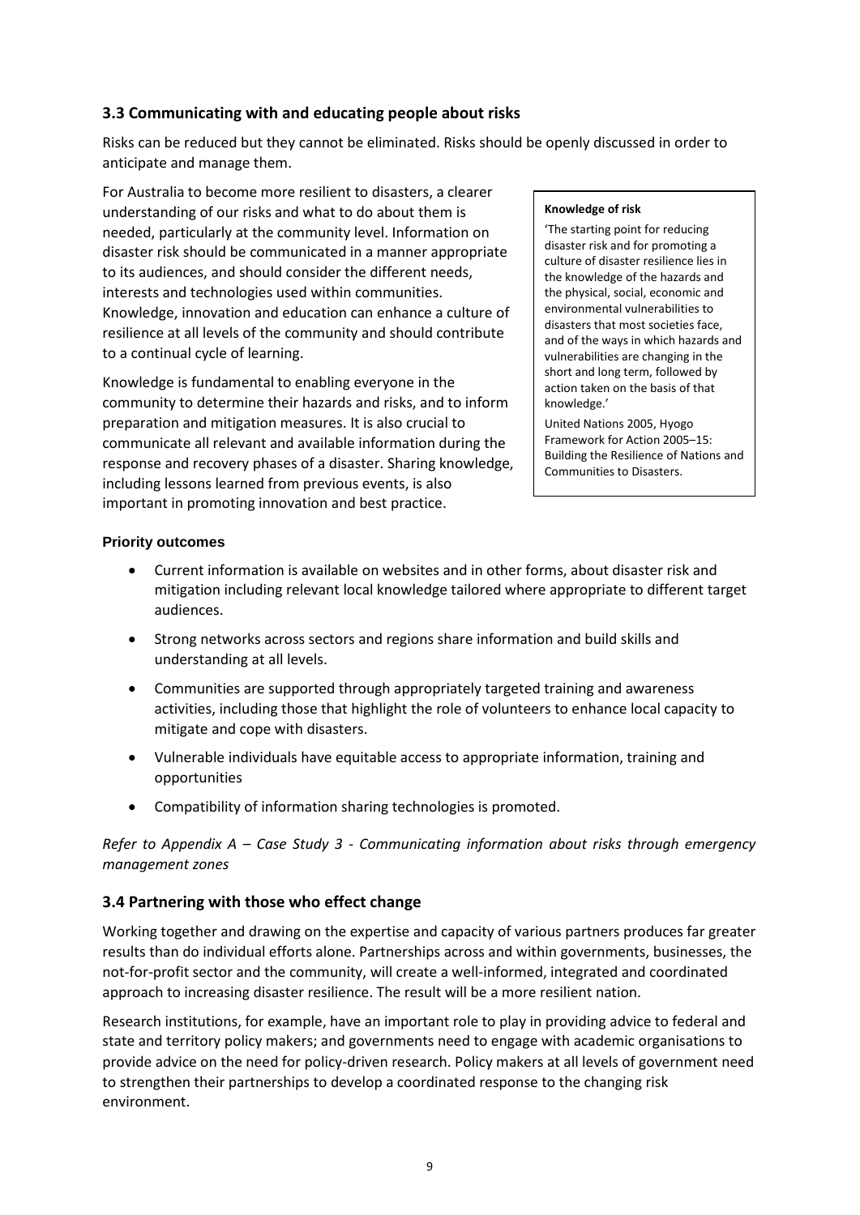### 3.3 Communicating with and educating people about risks

Risks can be reduced but they cannot be eliminated. Risks should be openly discussed in order to anticipate and manage them.

For Australia to become more resilient to disasters, a clearer understanding of our risks and what to do about them is needed, particularly at the community level. Information on disaster risk should be communicated in a manner appropriate to its audiences, and should consider the different needs, interests and technologies used within communities. Knowledge, innovation and education can enhance a culture of resilience at all levels of the community and should contribute to a continual cycle of learning.

Knowledge is fundamental to enabling everyone in the community to determine their hazards and risks, and to inform preparation and mitigation measures. It is also crucial to communicate all relevant and available information during the response and recovery phases of a disaster. Sharing knowledge, including lessons learned from previous events, is also important in promoting innovation and best practice.

> **Knowledge of risk**
>
> 'The starting point for reducing disaster risk and for promoting a culture of disaster resilience lies in the knowledge of the hazards and the physical, social, economic and environmental vulnerabilities to disasters that most societies face, and of the ways in which hazards and vulnerabilities are changing in the short and long term, followed by action taken on the basis of that knowledge.'
>
> United Nations 2005, Hyogo Framework for Action 2005–15: Building the Resilience of Nations and Communities to Disasters.

**Priority outcomes**

- Current information is available on websites and in other forms, about disaster risk and mitigation including relevant local knowledge tailored where appropriate to different target audiences.
- Strong networks across sectors and regions share information and build skills and understanding at all levels.
- Communities are supported through appropriately targeted training and awareness activities, including those that highlight the role of volunteers to enhance local capacity to mitigate and cope with disasters.
- Vulnerable individuals have equitable access to appropriate information, training and opportunities
- Compatibility of information sharing technologies is promoted.

*Refer to Appendix A – Case Study 3 - Communicating information about risks through emergency management zones*

### 3.4 Partnering with those who effect change

Working together and drawing on the expertise and capacity of various partners produces far greater results than do individual efforts alone. Partnerships across and within governments, businesses, the not-for-profit sector and the community, will create a well-informed, integrated and coordinated approach to increasing disaster resilience. The result will be a more resilient nation.

Research institutions, for example, have an important role to play in providing advice to federal and state and territory policy makers; and governments need to engage with academic organisations to provide advice on the need for policy-driven research. Policy makers at all levels of government need to strengthen their partnerships to develop a coordinated response to the changing risk environment.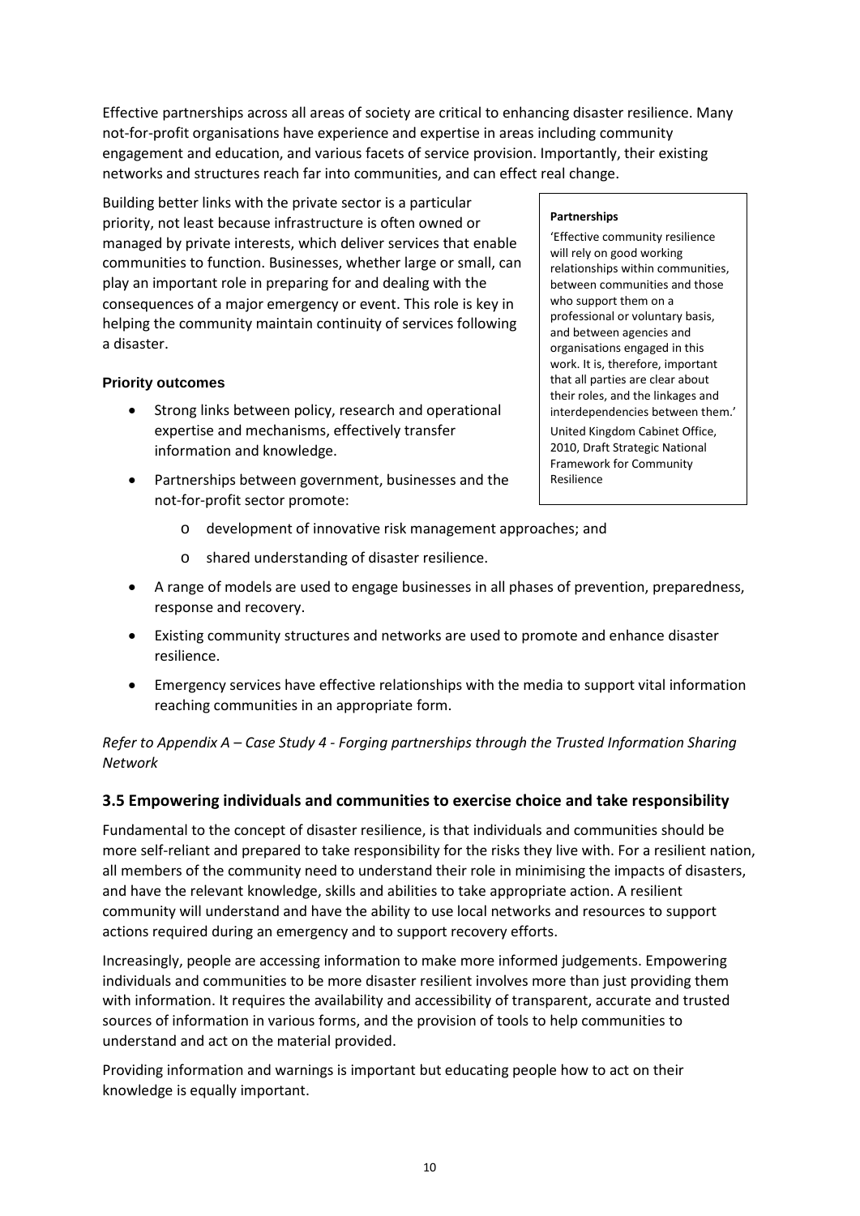Effective partnerships across all areas of society are critical to enhancing disaster resilience. Many not-for-profit organisations have experience and expertise in areas including community engagement and education, and various facets of service provision. Importantly, their existing networks and structures reach far into communities, and can effect real change.

Building better links with the private sector is a particular priority, not least because infrastructure is often owned or managed by private interests, which deliver services that enable communities to function. Businesses, whether large or small, can play an important role in preparing for and dealing with the consequences of a major emergency or event. This role is key in helping the community maintain continuity of services following a disaster.

> **Partnerships**
>
> 'Effective community resilience will rely on good working relationships within communities, between communities and those who support them on a professional or voluntary basis, and between agencies and organisations engaged in this work. It is, therefore, important that all parties are clear about their roles, and the linkages and interdependencies between them.'
>
> United Kingdom Cabinet Office, 2010, Draft Strategic National Framework for Community Resilience

#### Priority outcomes

- Strong links between policy, research and operational expertise and mechanisms, effectively transfer information and knowledge.
- Partnerships between government, businesses and the not-for-profit sector promote:
  - development of innovative risk management approaches; and
  - shared understanding of disaster resilience.
- A range of models are used to engage businesses in all phases of prevention, preparedness, response and recovery.
- Existing community structures and networks are used to promote and enhance disaster resilience.
- Emergency services have effective relationships with the media to support vital information reaching communities in an appropriate form.

*Refer to Appendix A – Case Study 4 - Forging partnerships through the Trusted Information Sharing Network*

### 3.5 Empowering individuals and communities to exercise choice and take responsibility

Fundamental to the concept of disaster resilience, is that individuals and communities should be more self-reliant and prepared to take responsibility for the risks they live with. For a resilient nation, all members of the community need to understand their role in minimising the impacts of disasters, and have the relevant knowledge, skills and abilities to take appropriate action. A resilient community will understand and have the ability to use local networks and resources to support actions required during an emergency and to support recovery efforts.

Increasingly, people are accessing information to make more informed judgements. Empowering individuals and communities to be more disaster resilient involves more than just providing them with information. It requires the availability and accessibility of transparent, accurate and trusted sources of information in various forms, and the provision of tools to help communities to understand and act on the material provided.

Providing information and warnings is important but educating people how to act on their knowledge is equally important.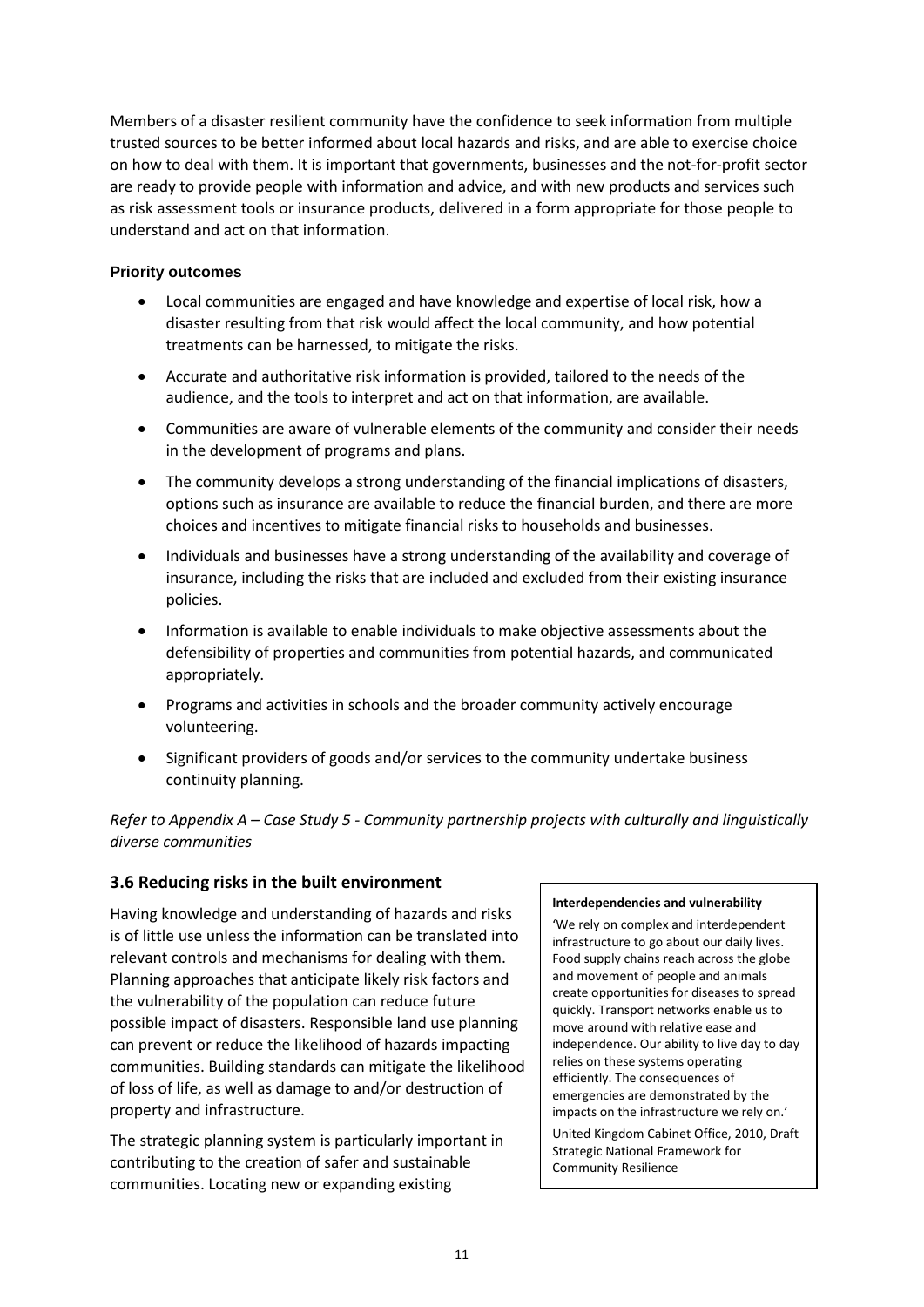Members of a disaster resilient community have the confidence to seek information from multiple trusted sources to be better informed about local hazards and risks, and are able to exercise choice on how to deal with them. It is important that governments, businesses and the not-for-profit sector are ready to provide people with information and advice, and with new products and services such as risk assessment tools or insurance products, delivered in a form appropriate for those people to understand and act on that information.

#### Priority outcomes

- Local communities are engaged and have knowledge and expertise of local risk, how a disaster resulting from that risk would affect the local community, and how potential treatments can be harnessed, to mitigate the risks.
- Accurate and authoritative risk information is provided, tailored to the needs of the audience, and the tools to interpret and act on that information, are available.
- Communities are aware of vulnerable elements of the community and consider their needs in the development of programs and plans.
- The community develops a strong understanding of the financial implications of disasters, options such as insurance are available to reduce the financial burden, and there are more choices and incentives to mitigate financial risks to households and businesses.
- Individuals and businesses have a strong understanding of the availability and coverage of insurance, including the risks that are included and excluded from their existing insurance policies.
- Information is available to enable individuals to make objective assessments about the defensibility of properties and communities from potential hazards, and communicated appropriately.
- Programs and activities in schools and the broader community actively encourage volunteering.
- Significant providers of goods and/or services to the community undertake business continuity planning.

*Refer to Appendix A – Case Study 5 - Community partnership projects with culturally and linguistically diverse communities*

### 3.6 Reducing risks in the built environment

Having knowledge and understanding of hazards and risks is of little use unless the information can be translated into relevant controls and mechanisms for dealing with them. Planning approaches that anticipate likely risk factors and the vulnerability of the population can reduce future possible impact of disasters. Responsible land use planning can prevent or reduce the likelihood of hazards impacting communities. Building standards can mitigate the likelihood of loss of life, as well as damage to and/or destruction of property and infrastructure.

The strategic planning system is particularly important in contributing to the creation of safer and sustainable communities. Locating new or expanding existing

> **Interdependencies and vulnerability**
>
> 'We rely on complex and interdependent infrastructure to go about our daily lives. Food supply chains reach across the globe and movement of people and animals create opportunities for diseases to spread quickly. Transport networks enable us to move around with relative ease and independence. Our ability to live day to day relies on these systems operating efficiently. The consequences of emergencies are demonstrated by the impacts on the infrastructure we rely on.'
>
> United Kingdom Cabinet Office, 2010, Draft Strategic National Framework for Community Resilience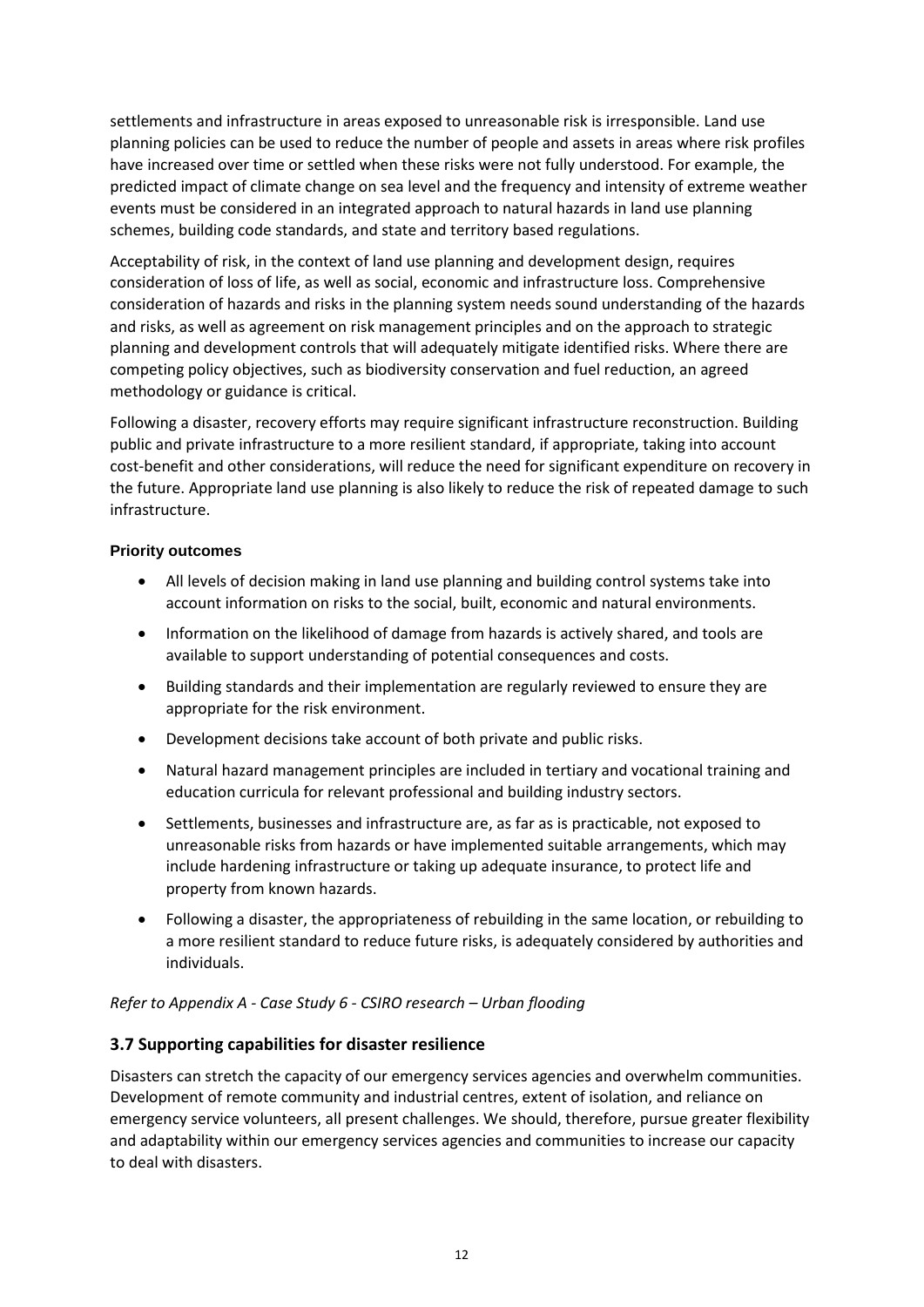settlements and infrastructure in areas exposed to unreasonable risk is irresponsible. Land use planning policies can be used to reduce the number of people and assets in areas where risk profiles have increased over time or settled when these risks were not fully understood. For example, the predicted impact of climate change on sea level and the frequency and intensity of extreme weather events must be considered in an integrated approach to natural hazards in land use planning schemes, building code standards, and state and territory based regulations.

Acceptability of risk, in the context of land use planning and development design, requires consideration of loss of life, as well as social, economic and infrastructure loss. Comprehensive consideration of hazards and risks in the planning system needs sound understanding of the hazards and risks, as well as agreement on risk management principles and on the approach to strategic planning and development controls that will adequately mitigate identified risks. Where there are competing policy objectives, such as biodiversity conservation and fuel reduction, an agreed methodology or guidance is critical.

Following a disaster, recovery efforts may require significant infrastructure reconstruction. Building public and private infrastructure to a more resilient standard, if appropriate, taking into account cost-benefit and other considerations, will reduce the need for significant expenditure on recovery in the future. Appropriate land use planning is also likely to reduce the risk of repeated damage to such infrastructure.

**Priority outcomes**

- All levels of decision making in land use planning and building control systems take into account information on risks to the social, built, economic and natural environments.
- Information on the likelihood of damage from hazards is actively shared, and tools are available to support understanding of potential consequences and costs.
- Building standards and their implementation are regularly reviewed to ensure they are appropriate for the risk environment.
- Development decisions take account of both private and public risks.
- Natural hazard management principles are included in tertiary and vocational training and education curricula for relevant professional and building industry sectors.
- Settlements, businesses and infrastructure are, as far as is practicable, not exposed to unreasonable risks from hazards or have implemented suitable arrangements, which may include hardening infrastructure or taking up adequate insurance, to protect life and property from known hazards.
- Following a disaster, the appropriateness of rebuilding in the same location, or rebuilding to a more resilient standard to reduce future risks, is adequately considered by authorities and individuals.

*Refer to Appendix A - Case Study 6 - CSIRO research – Urban flooding*

## 3.7 Supporting capabilities for disaster resilience

Disasters can stretch the capacity of our emergency services agencies and overwhelm communities. Development of remote community and industrial centres, extent of isolation, and reliance on emergency service volunteers, all present challenges. We should, therefore, pursue greater flexibility and adaptability within our emergency services agencies and communities to increase our capacity to deal with disasters.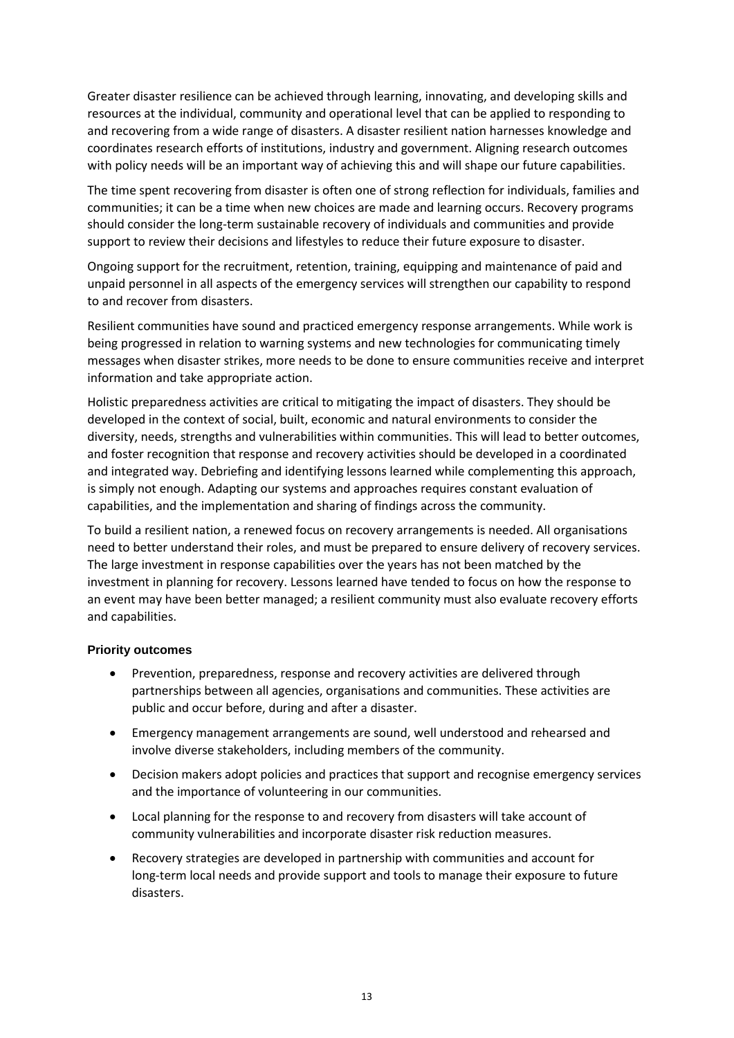Greater disaster resilience can be achieved through learning, innovating, and developing skills and resources at the individual, community and operational level that can be applied to responding to and recovering from a wide range of disasters. A disaster resilient nation harnesses knowledge and coordinates research efforts of institutions, industry and government. Aligning research outcomes with policy needs will be an important way of achieving this and will shape our future capabilities.

The time spent recovering from disaster is often one of strong reflection for individuals, families and communities; it can be a time when new choices are made and learning occurs. Recovery programs should consider the long-term sustainable recovery of individuals and communities and provide support to review their decisions and lifestyles to reduce their future exposure to disaster.

Ongoing support for the recruitment, retention, training, equipping and maintenance of paid and unpaid personnel in all aspects of the emergency services will strengthen our capability to respond to and recover from disasters.

Resilient communities have sound and practiced emergency response arrangements. While work is being progressed in relation to warning systems and new technologies for communicating timely messages when disaster strikes, more needs to be done to ensure communities receive and interpret information and take appropriate action.

Holistic preparedness activities are critical to mitigating the impact of disasters. They should be developed in the context of social, built, economic and natural environments to consider the diversity, needs, strengths and vulnerabilities within communities. This will lead to better outcomes, and foster recognition that response and recovery activities should be developed in a coordinated and integrated way. Debriefing and identifying lessons learned while complementing this approach, is simply not enough. Adapting our systems and approaches requires constant evaluation of capabilities, and the implementation and sharing of findings across the community.

To build a resilient nation, a renewed focus on recovery arrangements is needed. All organisations need to better understand their roles, and must be prepared to ensure delivery of recovery services. The large investment in response capabilities over the years has not been matched by the investment in planning for recovery. Lessons learned have tended to focus on how the response to an event may have been better managed; a resilient community must also evaluate recovery efforts and capabilities.

#### Priority outcomes

- Prevention, preparedness, response and recovery activities are delivered through partnerships between all agencies, organisations and communities. These activities are public and occur before, during and after a disaster.
- Emergency management arrangements are sound, well understood and rehearsed and involve diverse stakeholders, including members of the community.
- Decision makers adopt policies and practices that support and recognise emergency services and the importance of volunteering in our communities.
- Local planning for the response to and recovery from disasters will take account of community vulnerabilities and incorporate disaster risk reduction measures.
- Recovery strategies are developed in partnership with communities and account for long-term local needs and provide support and tools to manage their exposure to future disasters.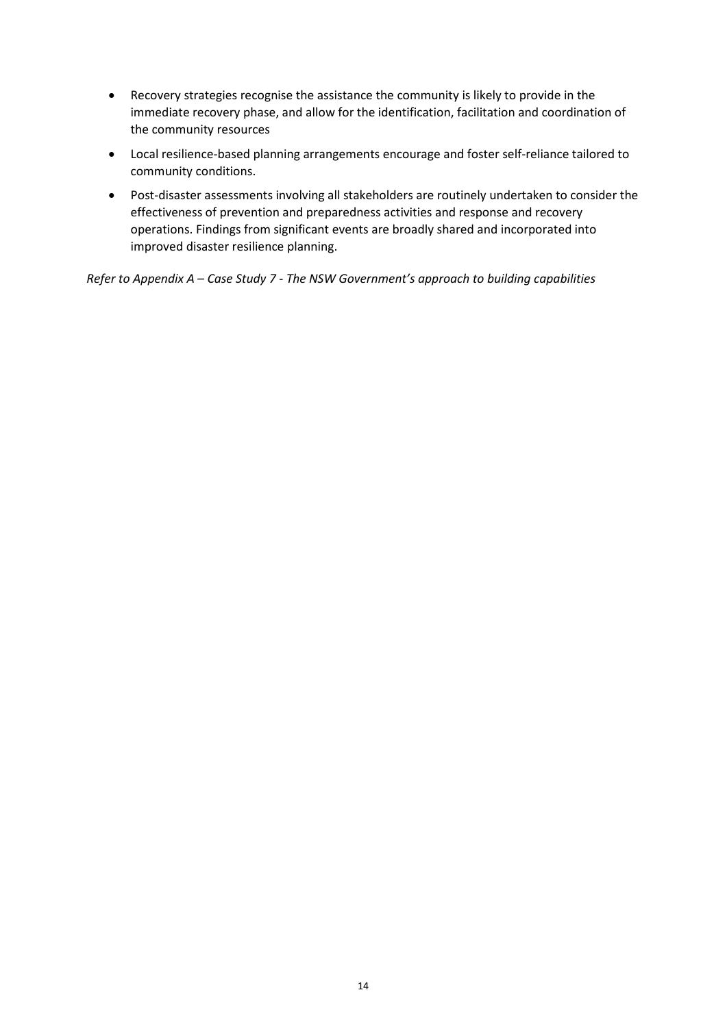- Recovery strategies recognise the assistance the community is likely to provide in the immediate recovery phase, and allow for the identification, facilitation and coordination of the community resources
- Local resilience-based planning arrangements encourage and foster self-reliance tailored to community conditions.
- Post-disaster assessments involving all stakeholders are routinely undertaken to consider the effectiveness of prevention and preparedness activities and response and recovery operations. Findings from significant events are broadly shared and incorporated into improved disaster resilience planning.

*Refer to Appendix A – Case Study 7 - The NSW Government's approach to building capabilities*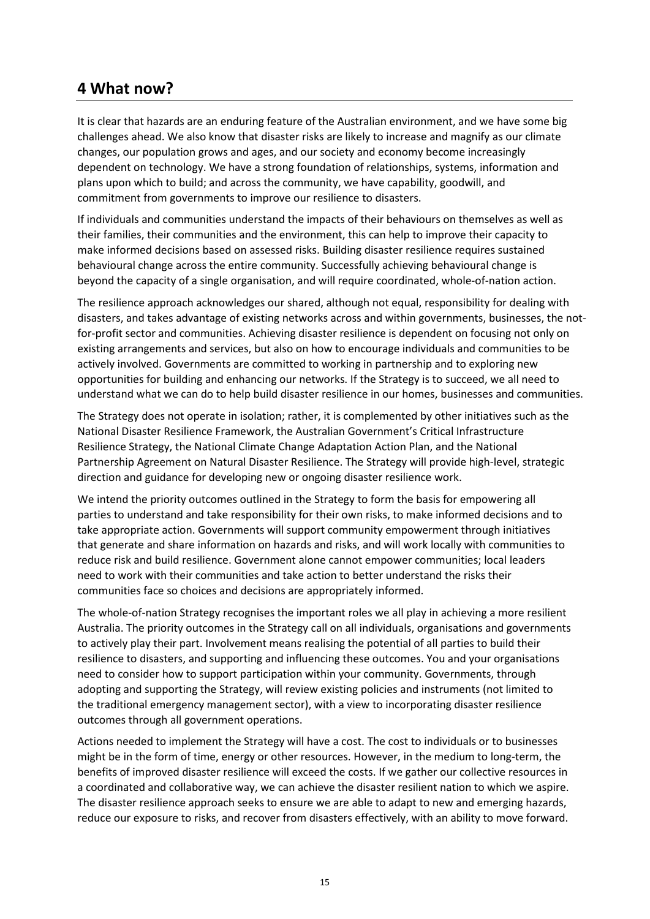## 4 What now?

It is clear that hazards are an enduring feature of the Australian environment, and we have some big challenges ahead. We also know that disaster risks are likely to increase and magnify as our climate changes, our population grows and ages, and our society and economy become increasingly dependent on technology. We have a strong foundation of relationships, systems, information and plans upon which to build; and across the community, we have capability, goodwill, and commitment from governments to improve our resilience to disasters.

If individuals and communities understand the impacts of their behaviours on themselves as well as their families, their communities and the environment, this can help to improve their capacity to make informed decisions based on assessed risks. Building disaster resilience requires sustained behavioural change across the entire community. Successfully achieving behavioural change is beyond the capacity of a single organisation, and will require coordinated, whole-of-nation action.

The resilience approach acknowledges our shared, although not equal, responsibility for dealing with disasters, and takes advantage of existing networks across and within governments, businesses, the not-for-profit sector and communities. Achieving disaster resilience is dependent on focusing not only on existing arrangements and services, but also on how to encourage individuals and communities to be actively involved. Governments are committed to working in partnership and to exploring new opportunities for building and enhancing our networks. If the Strategy is to succeed, we all need to understand what we can do to help build disaster resilience in our homes, businesses and communities.

The Strategy does not operate in isolation; rather, it is complemented by other initiatives such as the National Disaster Resilience Framework, the Australian Government's Critical Infrastructure Resilience Strategy, the National Climate Change Adaptation Action Plan, and the National Partnership Agreement on Natural Disaster Resilience. The Strategy will provide high-level, strategic direction and guidance for developing new or ongoing disaster resilience work.

We intend the priority outcomes outlined in the Strategy to form the basis for empowering all parties to understand and take responsibility for their own risks, to make informed decisions and to take appropriate action. Governments will support community empowerment through initiatives that generate and share information on hazards and risks, and will work locally with communities to reduce risk and build resilience. Government alone cannot empower communities; local leaders need to work with their communities and take action to better understand the risks their communities face so choices and decisions are appropriately informed.

The whole-of-nation Strategy recognises the important roles we all play in achieving a more resilient Australia. The priority outcomes in the Strategy call on all individuals, organisations and governments to actively play their part. Involvement means realising the potential of all parties to build their resilience to disasters, and supporting and influencing these outcomes. You and your organisations need to consider how to support participation within your community. Governments, through adopting and supporting the Strategy, will review existing policies and instruments (not limited to the traditional emergency management sector), with a view to incorporating disaster resilience outcomes through all government operations.

Actions needed to implement the Strategy will have a cost. The cost to individuals or to businesses might be in the form of time, energy or other resources. However, in the medium to long-term, the benefits of improved disaster resilience will exceed the costs. If we gather our collective resources in a coordinated and collaborative way, we can achieve the disaster resilient nation to which we aspire. The disaster resilience approach seeks to ensure we are able to adapt to new and emerging hazards, reduce our exposure to risks, and recover from disasters effectively, with an ability to move forward.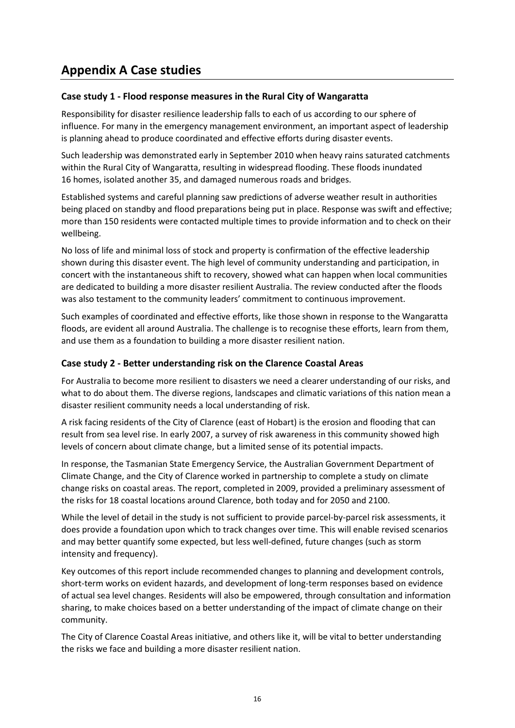# Appendix A Case studies

### Case study 1 - Flood response measures in the Rural City of Wangaratta

Responsibility for disaster resilience leadership falls to each of us according to our sphere of influence. For many in the emergency management environment, an important aspect of leadership is planning ahead to produce coordinated and effective efforts during disaster events.

Such leadership was demonstrated early in September 2010 when heavy rains saturated catchments within the Rural City of Wangaratta, resulting in widespread flooding. These floods inundated 16 homes, isolated another 35, and damaged numerous roads and bridges.

Established systems and careful planning saw predictions of adverse weather result in authorities being placed on standby and flood preparations being put in place. Response was swift and effective; more than 150 residents were contacted multiple times to provide information and to check on their wellbeing.

No loss of life and minimal loss of stock and property is confirmation of the effective leadership shown during this disaster event. The high level of community understanding and participation, in concert with the instantaneous shift to recovery, showed what can happen when local communities are dedicated to building a more disaster resilient Australia. The review conducted after the floods was also testament to the community leaders' commitment to continuous improvement.

Such examples of coordinated and effective efforts, like those shown in response to the Wangaratta floods, are evident all around Australia. The challenge is to recognise these efforts, learn from them, and use them as a foundation to building a more disaster resilient nation.

### Case study 2 - Better understanding risk on the Clarence Coastal Areas

For Australia to become more resilient to disasters we need a clearer understanding of our risks, and what to do about them. The diverse regions, landscapes and climatic variations of this nation mean a disaster resilient community needs a local understanding of risk.

A risk facing residents of the City of Clarence (east of Hobart) is the erosion and flooding that can result from sea level rise. In early 2007, a survey of risk awareness in this community showed high levels of concern about climate change, but a limited sense of its potential impacts.

In response, the Tasmanian State Emergency Service, the Australian Government Department of Climate Change, and the City of Clarence worked in partnership to complete a study on climate change risks on coastal areas. The report, completed in 2009, provided a preliminary assessment of the risks for 18 coastal locations around Clarence, both today and for 2050 and 2100.

While the level of detail in the study is not sufficient to provide parcel-by-parcel risk assessments, it does provide a foundation upon which to track changes over time. This will enable revised scenarios and may better quantify some expected, but less well-defined, future changes (such as storm intensity and frequency).

Key outcomes of this report include recommended changes to planning and development controls, short-term works on evident hazards, and development of long-term responses based on evidence of actual sea level changes. Residents will also be empowered, through consultation and information sharing, to make choices based on a better understanding of the impact of climate change on their community.

The City of Clarence Coastal Areas initiative, and others like it, will be vital to better understanding the risks we face and building a more disaster resilient nation.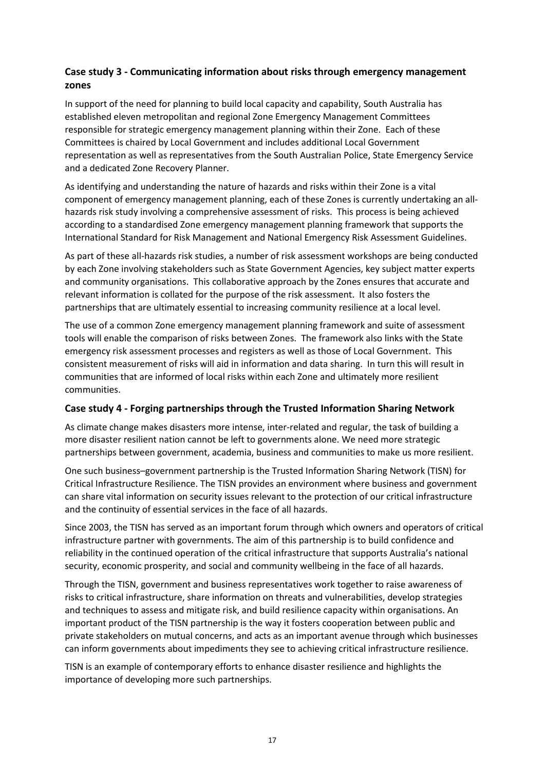### Case study 3 - Communicating information about risks through emergency management zones

In support of the need for planning to build local capacity and capability, South Australia has established eleven metropolitan and regional Zone Emergency Management Committees responsible for strategic emergency management planning within their Zone. Each of these Committees is chaired by Local Government and includes additional Local Government representation as well as representatives from the South Australian Police, State Emergency Service and a dedicated Zone Recovery Planner.

As identifying and understanding the nature of hazards and risks within their Zone is a vital component of emergency management planning, each of these Zones is currently undertaking an all-hazards risk study involving a comprehensive assessment of risks. This process is being achieved according to a standardised Zone emergency management planning framework that supports the International Standard for Risk Management and National Emergency Risk Assessment Guidelines.

As part of these all-hazards risk studies, a number of risk assessment workshops are being conducted by each Zone involving stakeholders such as State Government Agencies, key subject matter experts and community organisations. This collaborative approach by the Zones ensures that accurate and relevant information is collated for the purpose of the risk assessment. It also fosters the partnerships that are ultimately essential to increasing community resilience at a local level.

The use of a common Zone emergency management planning framework and suite of assessment tools will enable the comparison of risks between Zones. The framework also links with the State emergency risk assessment processes and registers as well as those of Local Government. This consistent measurement of risks will aid in information and data sharing. In turn this will result in communities that are informed of local risks within each Zone and ultimately more resilient communities.

### Case study 4 - Forging partnerships through the Trusted Information Sharing Network

As climate change makes disasters more intense, inter-related and regular, the task of building a more disaster resilient nation cannot be left to governments alone. We need more strategic partnerships between government, academia, business and communities to make us more resilient.

One such business–government partnership is the Trusted Information Sharing Network (TISN) for Critical Infrastructure Resilience. The TISN provides an environment where business and government can share vital information on security issues relevant to the protection of our critical infrastructure and the continuity of essential services in the face of all hazards.

Since 2003, the TISN has served as an important forum through which owners and operators of critical infrastructure partner with governments. The aim of this partnership is to build confidence and reliability in the continued operation of the critical infrastructure that supports Australia's national security, economic prosperity, and social and community wellbeing in the face of all hazards.

Through the TISN, government and business representatives work together to raise awareness of risks to critical infrastructure, share information on threats and vulnerabilities, develop strategies and techniques to assess and mitigate risk, and build resilience capacity within organisations. An important product of the TISN partnership is the way it fosters cooperation between public and private stakeholders on mutual concerns, and acts as an important avenue through which businesses can inform governments about impediments they see to achieving critical infrastructure resilience.

TISN is an example of contemporary efforts to enhance disaster resilience and highlights the importance of developing more such partnerships.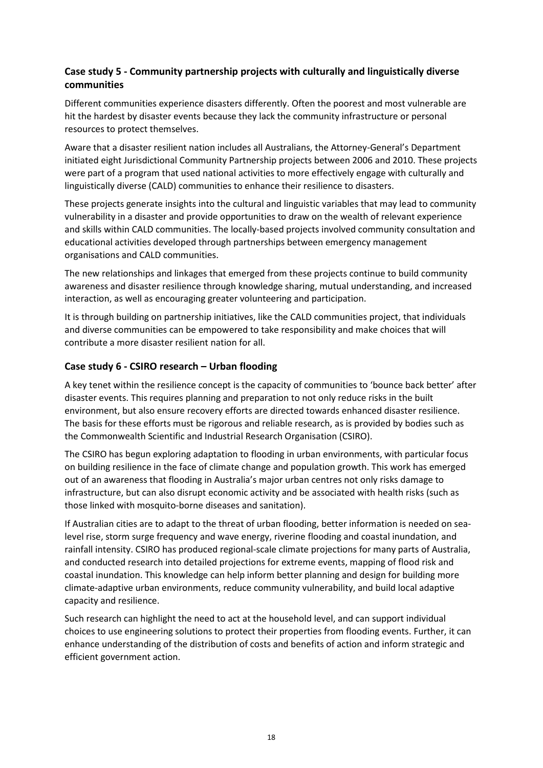### Case study 5 - Community partnership projects with culturally and linguistically diverse communities

Different communities experience disasters differently. Often the poorest and most vulnerable are hit the hardest by disaster events because they lack the community infrastructure or personal resources to protect themselves.

Aware that a disaster resilient nation includes all Australians, the Attorney-General's Department initiated eight Jurisdictional Community Partnership projects between 2006 and 2010. These projects were part of a program that used national activities to more effectively engage with culturally and linguistically diverse (CALD) communities to enhance their resilience to disasters.

These projects generate insights into the cultural and linguistic variables that may lead to community vulnerability in a disaster and provide opportunities to draw on the wealth of relevant experience and skills within CALD communities. The locally-based projects involved community consultation and educational activities developed through partnerships between emergency management organisations and CALD communities.

The new relationships and linkages that emerged from these projects continue to build community awareness and disaster resilience through knowledge sharing, mutual understanding, and increased interaction, as well as encouraging greater volunteering and participation.

It is through building on partnership initiatives, like the CALD communities project, that individuals and diverse communities can be empowered to take responsibility and make choices that will contribute a more disaster resilient nation for all.

### Case study 6 - CSIRO research – Urban flooding

A key tenet within the resilience concept is the capacity of communities to 'bounce back better' after disaster events. This requires planning and preparation to not only reduce risks in the built environment, but also ensure recovery efforts are directed towards enhanced disaster resilience. The basis for these efforts must be rigorous and reliable research, as is provided by bodies such as the Commonwealth Scientific and Industrial Research Organisation (CSIRO).

The CSIRO has begun exploring adaptation to flooding in urban environments, with particular focus on building resilience in the face of climate change and population growth. This work has emerged out of an awareness that flooding in Australia's major urban centres not only risks damage to infrastructure, but can also disrupt economic activity and be associated with health risks (such as those linked with mosquito-borne diseases and sanitation).

If Australian cities are to adapt to the threat of urban flooding, better information is needed on sea-level rise, storm surge frequency and wave energy, riverine flooding and coastal inundation, and rainfall intensity. CSIRO has produced regional-scale climate projections for many parts of Australia, and conducted research into detailed projections for extreme events, mapping of flood risk and coastal inundation. This knowledge can help inform better planning and design for building more climate-adaptive urban environments, reduce community vulnerability, and build local adaptive capacity and resilience.

Such research can highlight the need to act at the household level, and can support individual choices to use engineering solutions to protect their properties from flooding events. Further, it can enhance understanding of the distribution of costs and benefits of action and inform strategic and efficient government action.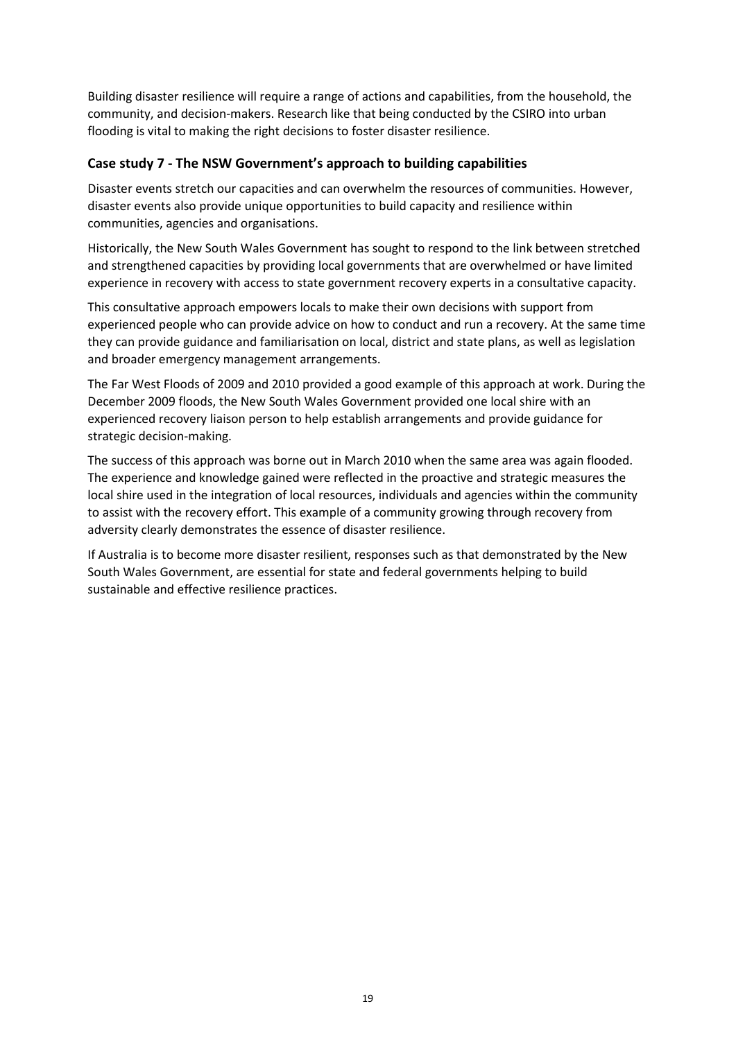Building disaster resilience will require a range of actions and capabilities, from the household, the community, and decision-makers. Research like that being conducted by the CSIRO into urban flooding is vital to making the right decisions to foster disaster resilience.

### Case study 7 - The NSW Government's approach to building capabilities

Disaster events stretch our capacities and can overwhelm the resources of communities. However, disaster events also provide unique opportunities to build capacity and resilience within communities, agencies and organisations.

Historically, the New South Wales Government has sought to respond to the link between stretched and strengthened capacities by providing local governments that are overwhelmed or have limited experience in recovery with access to state government recovery experts in a consultative capacity.

This consultative approach empowers locals to make their own decisions with support from experienced people who can provide advice on how to conduct and run a recovery. At the same time they can provide guidance and familiarisation on local, district and state plans, as well as legislation and broader emergency management arrangements.

The Far West Floods of 2009 and 2010 provided a good example of this approach at work. During the December 2009 floods, the New South Wales Government provided one local shire with an experienced recovery liaison person to help establish arrangements and provide guidance for strategic decision-making.

The success of this approach was borne out in March 2010 when the same area was again flooded. The experience and knowledge gained were reflected in the proactive and strategic measures the local shire used in the integration of local resources, individuals and agencies within the community to assist with the recovery effort. This example of a community growing through recovery from adversity clearly demonstrates the essence of disaster resilience.

If Australia is to become more disaster resilient, responses such as that demonstrated by the New South Wales Government, are essential for state and federal governments helping to build sustainable and effective resilience practices.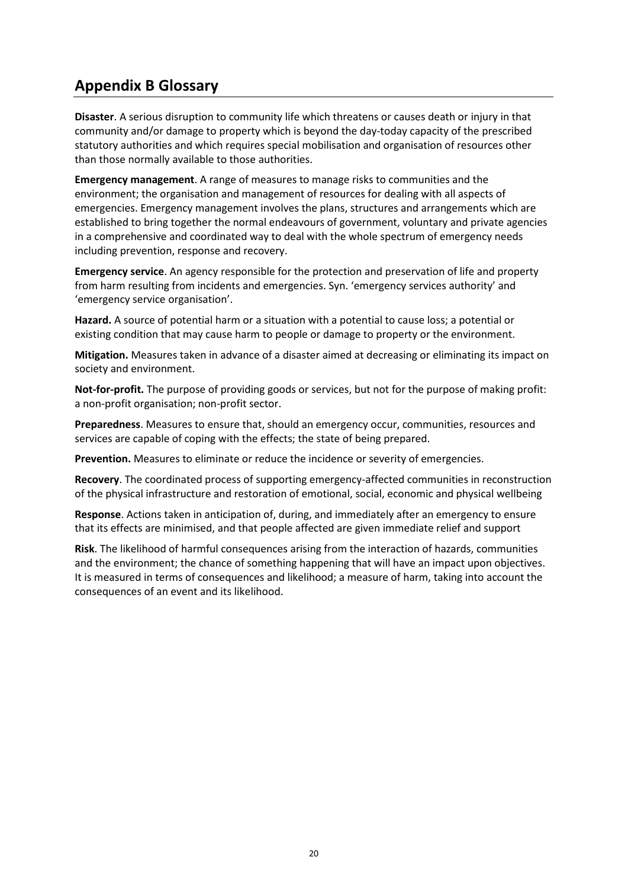## Appendix B Glossary

**Disaster**. A serious disruption to community life which threatens or causes death or injury in that community and/or damage to property which is beyond the day-today capacity of the prescribed statutory authorities and which requires special mobilisation and organisation of resources other than those normally available to those authorities.

**Emergency management**. A range of measures to manage risks to communities and the environment; the organisation and management of resources for dealing with all aspects of emergencies. Emergency management involves the plans, structures and arrangements which are established to bring together the normal endeavours of government, voluntary and private agencies in a comprehensive and coordinated way to deal with the whole spectrum of emergency needs including prevention, response and recovery.

**Emergency service**. An agency responsible for the protection and preservation of life and property from harm resulting from incidents and emergencies. Syn. 'emergency services authority' and 'emergency service organisation'.

**Hazard.** A source of potential harm or a situation with a potential to cause loss; a potential or existing condition that may cause harm to people or damage to property or the environment.

**Mitigation.** Measures taken in advance of a disaster aimed at decreasing or eliminating its impact on society and environment.

**Not-for-profit.** The purpose of providing goods or services, but not for the purpose of making profit: a non-profit organisation; non-profit sector.

**Preparedness**. Measures to ensure that, should an emergency occur, communities, resources and services are capable of coping with the effects; the state of being prepared.

**Prevention.** Measures to eliminate or reduce the incidence or severity of emergencies.

**Recovery**. The coordinated process of supporting emergency-affected communities in reconstruction of the physical infrastructure and restoration of emotional, social, economic and physical wellbeing

**Response**. Actions taken in anticipation of, during, and immediately after an emergency to ensure that its effects are minimised, and that people affected are given immediate relief and support

**Risk**. The likelihood of harmful consequences arising from the interaction of hazards, communities and the environment; the chance of something happening that will have an impact upon objectives. It is measured in terms of consequences and likelihood; a measure of harm, taking into account the consequences of an event and its likelihood.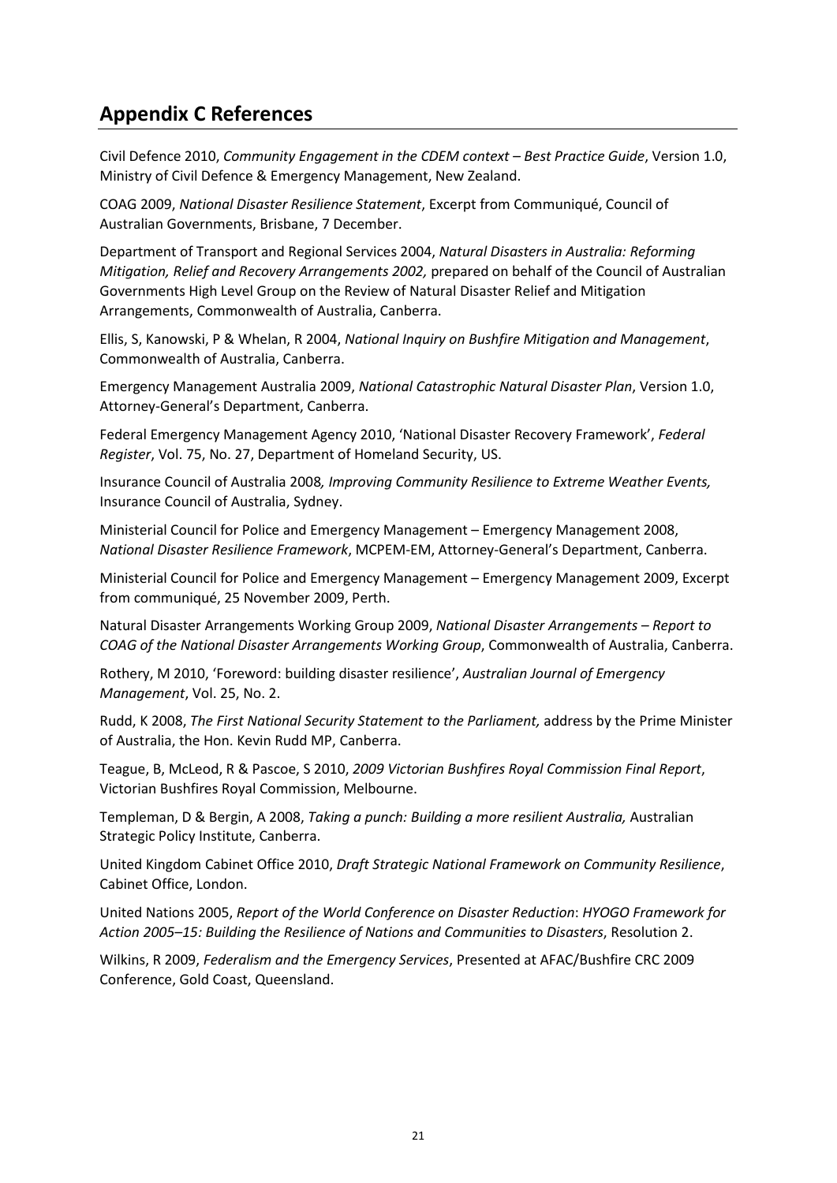## Appendix C References

Civil Defence 2010, *Community Engagement in the CDEM context – Best Practice Guide*, Version 1.0, Ministry of Civil Defence & Emergency Management, New Zealand.

COAG 2009, *National Disaster Resilience Statement*, Excerpt from Communiqué, Council of Australian Governments, Brisbane, 7 December.

Department of Transport and Regional Services 2004, *Natural Disasters in Australia: Reforming Mitigation, Relief and Recovery Arrangements 2002,* prepared on behalf of the Council of Australian Governments High Level Group on the Review of Natural Disaster Relief and Mitigation Arrangements, Commonwealth of Australia, Canberra.

Ellis, S, Kanowski, P & Whelan, R 2004, *National Inquiry on Bushfire Mitigation and Management*, Commonwealth of Australia, Canberra.

Emergency Management Australia 2009, *National Catastrophic Natural Disaster Plan*, Version 1.0, Attorney-General's Department, Canberra.

Federal Emergency Management Agency 2010, 'National Disaster Recovery Framework', *Federal Register*, Vol. 75, No. 27, Department of Homeland Security, US.

Insurance Council of Australia 2008*, Improving Community Resilience to Extreme Weather Events,* Insurance Council of Australia, Sydney.

Ministerial Council for Police and Emergency Management – Emergency Management 2008, *National Disaster Resilience Framework*, MCPEM-EM, Attorney-General's Department, Canberra.

Ministerial Council for Police and Emergency Management – Emergency Management 2009, Excerpt from communiqué, 25 November 2009, Perth.

Natural Disaster Arrangements Working Group 2009, *National Disaster Arrangements – Report to COAG of the National Disaster Arrangements Working Group*, Commonwealth of Australia, Canberra.

Rothery, M 2010, 'Foreword: building disaster resilience', *Australian Journal of Emergency Management*, Vol. 25, No. 2.

Rudd, K 2008, *The First National Security Statement to the Parliament,* address by the Prime Minister of Australia, the Hon. Kevin Rudd MP, Canberra.

Teague, B, McLeod, R & Pascoe, S 2010, *2009 Victorian Bushfires Royal Commission Final Report*, Victorian Bushfires Royal Commission, Melbourne.

Templeman, D & Bergin, A 2008, *Taking a punch: Building a more resilient Australia,* Australian Strategic Policy Institute, Canberra.

United Kingdom Cabinet Office 2010, *Draft Strategic National Framework on Community Resilience*, Cabinet Office, London.

United Nations 2005, *Report of the World Conference on Disaster Reduction*: *HYOGO Framework for Action 2005–15: Building the Resilience of Nations and Communities to Disasters*, Resolution 2.

Wilkins, R 2009, *Federalism and the Emergency Services*, Presented at AFAC/Bushfire CRC 2009 Conference, Gold Coast, Queensland.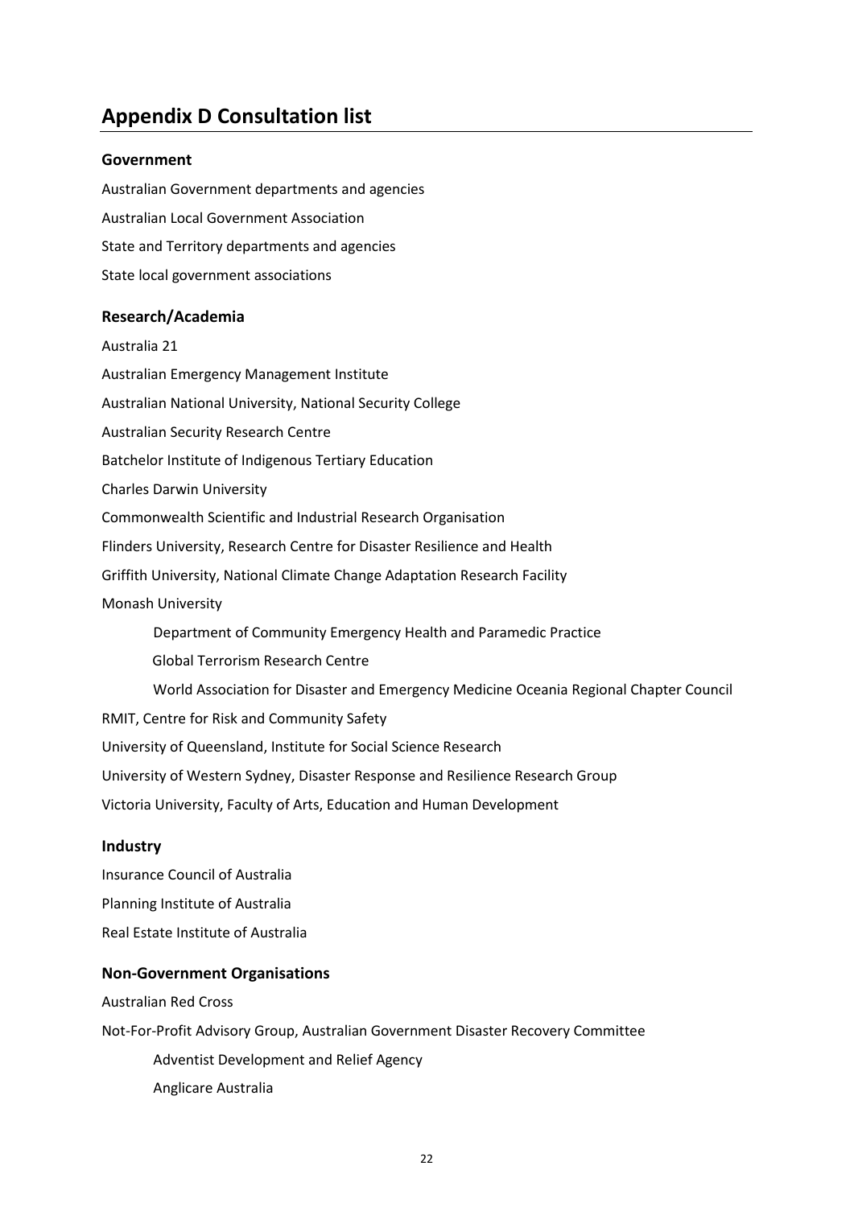## Appendix D Consultation list

### Government

Australian Government departments and agencies

Australian Local Government Association

State and Territory departments and agencies

State local government associations

### Research/Academia

Australia 21

Australian Emergency Management Institute

Australian National University, National Security College

Australian Security Research Centre

Batchelor Institute of Indigenous Tertiary Education

Charles Darwin University

Commonwealth Scientific and Industrial Research Organisation

Flinders University, Research Centre for Disaster Resilience and Health

Griffith University, National Climate Change Adaptation Research Facility

Monash University

- Department of Community Emergency Health and Paramedic Practice
- Global Terrorism Research Centre
- World Association for Disaster and Emergency Medicine Oceania Regional Chapter Council

RMIT, Centre for Risk and Community Safety

University of Queensland, Institute for Social Science Research

University of Western Sydney, Disaster Response and Resilience Research Group

Victoria University, Faculty of Arts, Education and Human Development

### Industry

Insurance Council of Australia

Planning Institute of Australia

Real Estate Institute of Australia

### Non-Government Organisations

Australian Red Cross

Not-For-Profit Advisory Group, Australian Government Disaster Recovery Committee

- Adventist Development and Relief Agency
- Anglicare Australia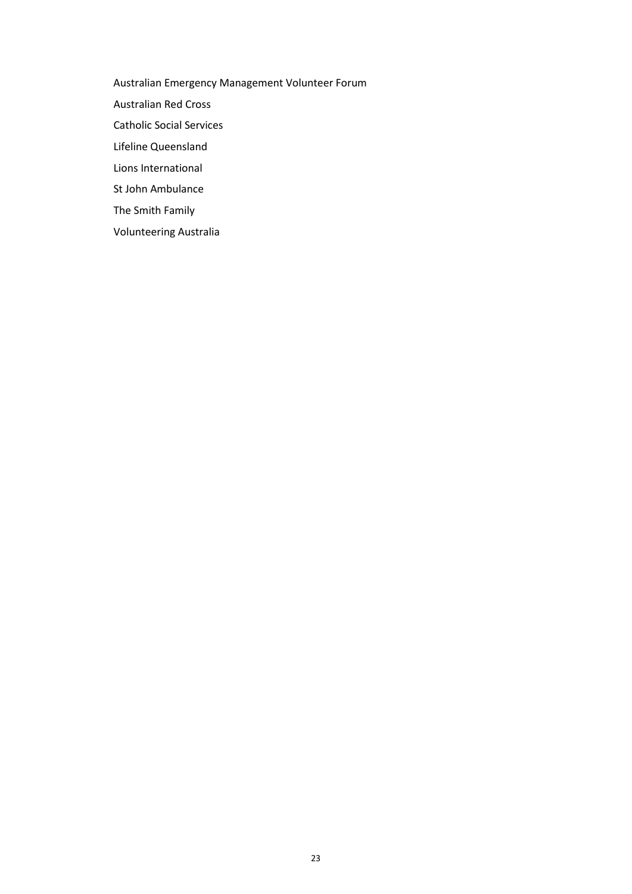Australian Emergency Management Volunteer Forum

Australian Red Cross

Catholic Social Services

Lifeline Queensland

Lions International

St John Ambulance

The Smith Family

Volunteering Australia